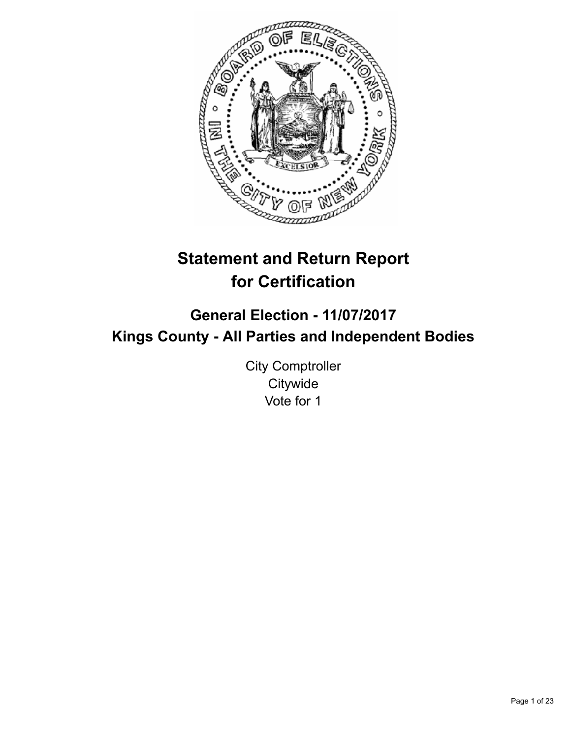# Statement and Return Report for Certification

## General Election - 11/07/2017
## Kings County - All Parties and Independent Bodies

City Comptroller
Citywide
Vote for 1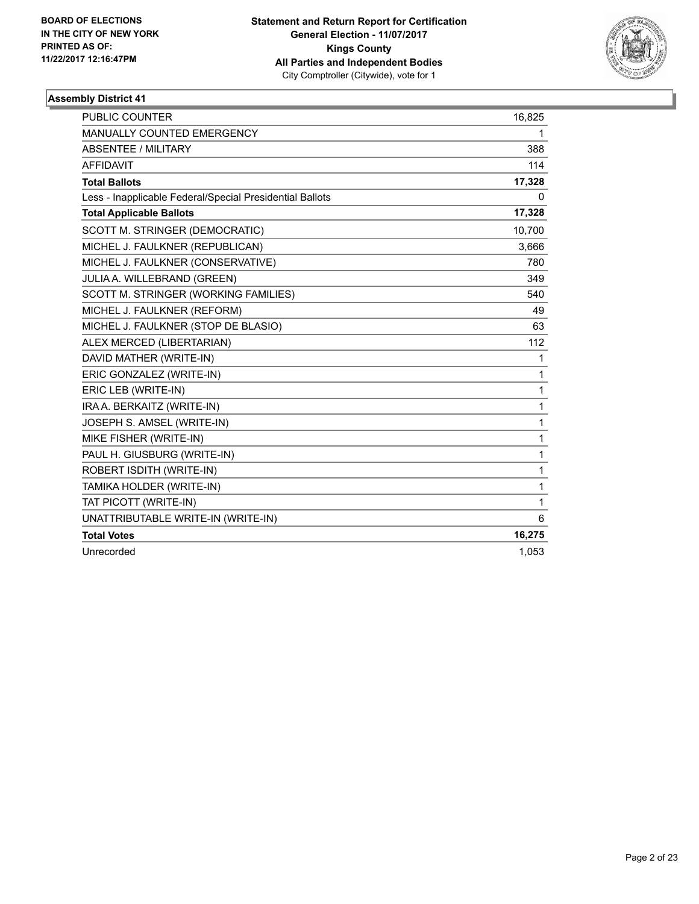BOARD OF ELECTIONS
IN THE CITY OF NEW YORK
PRINTED AS OF:
11/22/2017 12:16:47PM

**Statement and Return Report for Certification**
**General Election - 11/07/2017**
**Kings County**
**All Parties and Independent Bodies**
City Comptroller (Citywide), vote for 1

### Assembly District 41

| | |
|---|---|
| PUBLIC COUNTER | 16,825 |
| MANUALLY COUNTED EMERGENCY | 1 |
| ABSENTEE / MILITARY | 388 |
| AFFIDAVIT | 114 |
| **Total Ballots** | **17,328** |
| Less - Inapplicable Federal/Special Presidential Ballots | 0 |
| **Total Applicable Ballots** | **17,328** |
| SCOTT M. STRINGER (DEMOCRATIC) | 10,700 |
| MICHEL J. FAULKNER (REPUBLICAN) | 3,666 |
| MICHEL J. FAULKNER (CONSERVATIVE) | 780 |
| JULIA A. WILLEBRAND (GREEN) | 349 |
| SCOTT M. STRINGER (WORKING FAMILIES) | 540 |
| MICHEL J. FAULKNER (REFORM) | 49 |
| MICHEL J. FAULKNER (STOP DE BLASIO) | 63 |
| ALEX MERCED (LIBERTARIAN) | 112 |
| DAVID MATHER (WRITE-IN) | 1 |
| ERIC GONZALEZ (WRITE-IN) | 1 |
| ERIC LEB (WRITE-IN) | 1 |
| IRA A. BERKAITZ (WRITE-IN) | 1 |
| JOSEPH S. AMSEL (WRITE-IN) | 1 |
| MIKE FISHER (WRITE-IN) | 1 |
| PAUL H. GIUSBURG (WRITE-IN) | 1 |
| ROBERT ISDITH (WRITE-IN) | 1 |
| TAMIKA HOLDER (WRITE-IN) | 1 |
| TAT PICOTT (WRITE-IN) | 1 |
| UNATTRIBUTABLE WRITE-IN (WRITE-IN) | 6 |
| **Total Votes** | **16,275** |
| Unrecorded | 1,053 |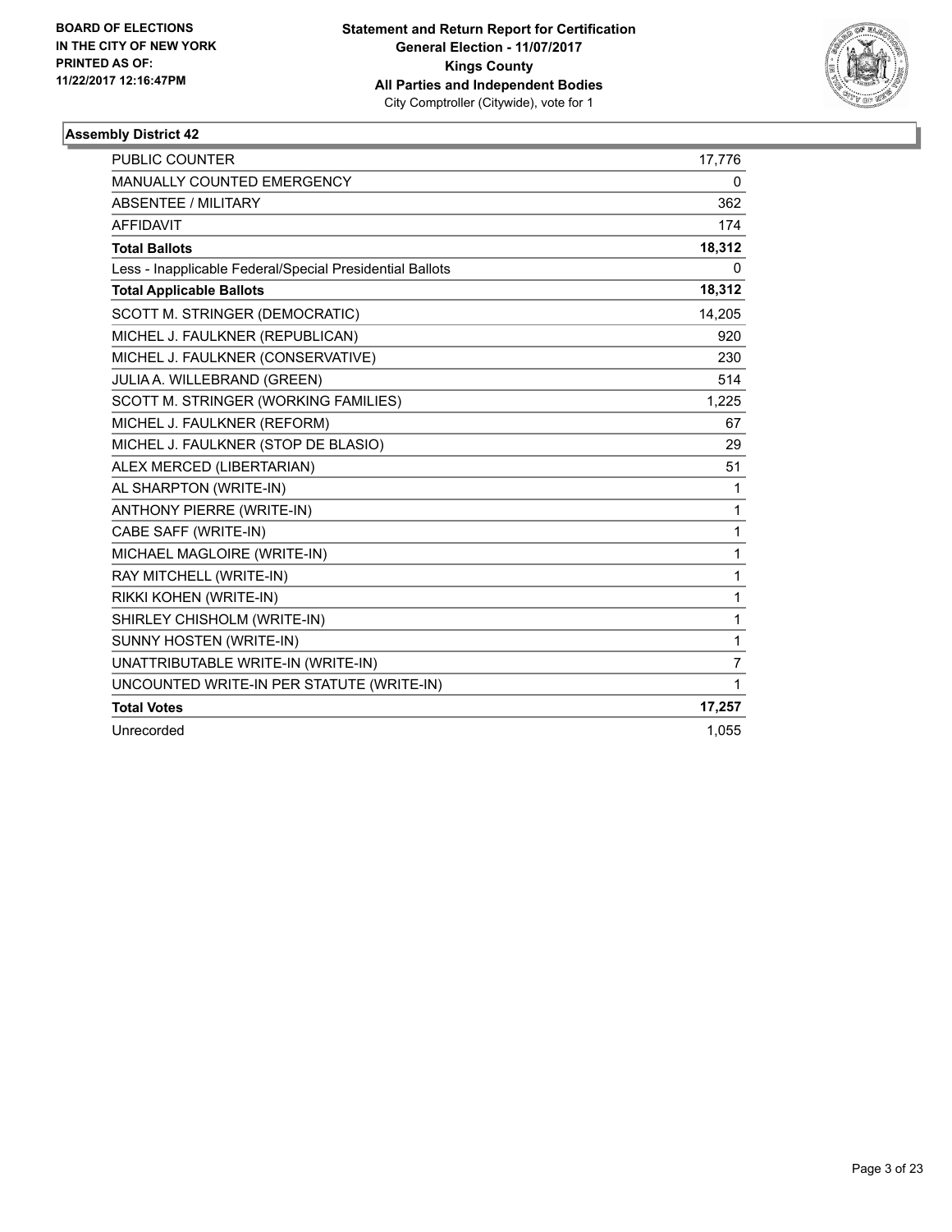BOARD OF ELECTIONS
IN THE CITY OF NEW YORK
PRINTED AS OF:
11/22/2017 12:16:47PM

**Statement and Return Report for Certification**
**General Election - 11/07/2017**
**Kings County**
**All Parties and Independent Bodies**
City Comptroller (Citywide), vote for 1

### Assembly District 42

| | |
|---|---|
| PUBLIC COUNTER | 17,776 |
| MANUALLY COUNTED EMERGENCY | 0 |
| ABSENTEE / MILITARY | 362 |
| AFFIDAVIT | 174 |
| **Total Ballots** | **18,312** |
| Less - Inapplicable Federal/Special Presidential Ballots | 0 |
| **Total Applicable Ballots** | **18,312** |
| SCOTT M. STRINGER (DEMOCRATIC) | 14,205 |
| MICHEL J. FAULKNER (REPUBLICAN) | 920 |
| MICHEL J. FAULKNER (CONSERVATIVE) | 230 |
| JULIA A. WILLEBRAND (GREEN) | 514 |
| SCOTT M. STRINGER (WORKING FAMILIES) | 1,225 |
| MICHEL J. FAULKNER (REFORM) | 67 |
| MICHEL J. FAULKNER (STOP DE BLASIO) | 29 |
| ALEX MERCED (LIBERTARIAN) | 51 |
| AL SHARPTON (WRITE-IN) | 1 |
| ANTHONY PIERRE (WRITE-IN) | 1 |
| CABE SAFF (WRITE-IN) | 1 |
| MICHAEL MAGLOIRE (WRITE-IN) | 1 |
| RAY MITCHELL (WRITE-IN) | 1 |
| RIKKI KOHEN (WRITE-IN) | 1 |
| SHIRLEY CHISHOLM (WRITE-IN) | 1 |
| SUNNY HOSTEN (WRITE-IN) | 1 |
| UNATTRIBUTABLE WRITE-IN (WRITE-IN) | 7 |
| UNCOUNTED WRITE-IN PER STATUTE (WRITE-IN) | 1 |
| **Total Votes** | **17,257** |
| Unrecorded | 1,055 |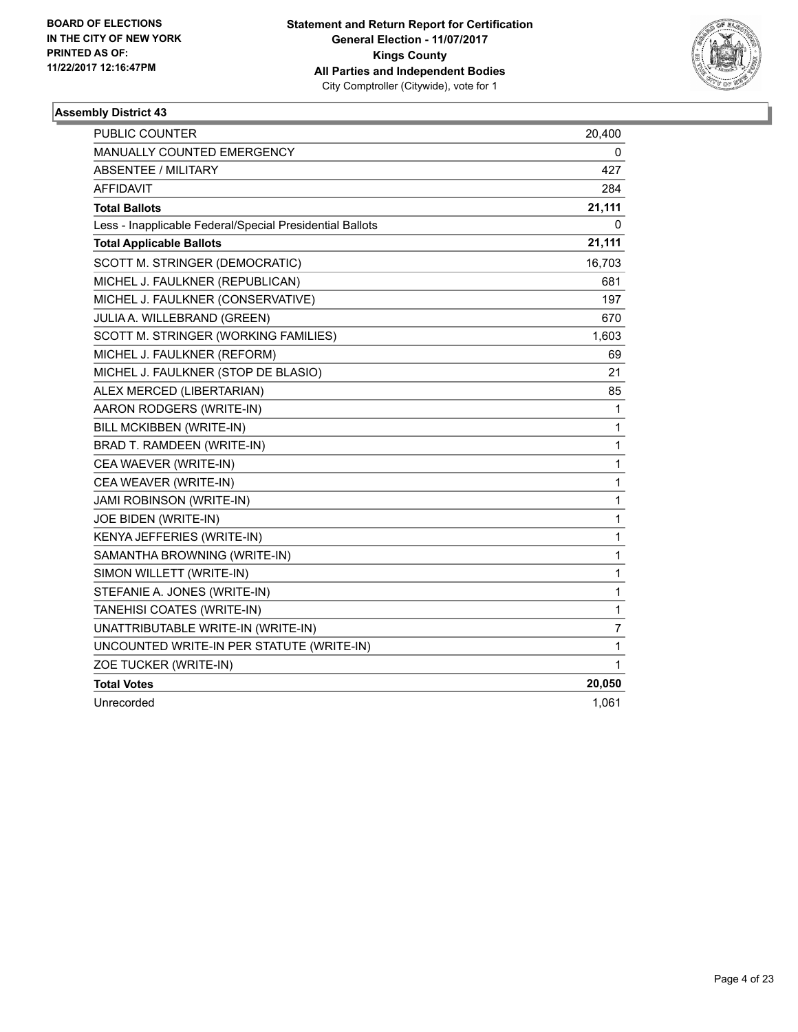**BOARD OF ELECTIONS IN THE CITY OF NEW YORK PRINTED AS OF: 11/22/2017 12:16:47PM**

**Statement and Return Report for Certification**
**General Election - 11/07/2017**
**Kings County**
**All Parties and Independent Bodies**
City Comptroller (Citywide), vote for 1

### Assembly District 43

| | |
|---|---|
| PUBLIC COUNTER | 20,400 |
| MANUALLY COUNTED EMERGENCY | 0 |
| ABSENTEE / MILITARY | 427 |
| AFFIDAVIT | 284 |
| **Total Ballots** | **21,111** |
| Less - Inapplicable Federal/Special Presidential Ballots | 0 |
| **Total Applicable Ballots** | **21,111** |
| SCOTT M. STRINGER (DEMOCRATIC) | 16,703 |
| MICHEL J. FAULKNER (REPUBLICAN) | 681 |
| MICHEL J. FAULKNER (CONSERVATIVE) | 197 |
| JULIA A. WILLEBRAND (GREEN) | 670 |
| SCOTT M. STRINGER (WORKING FAMILIES) | 1,603 |
| MICHEL J. FAULKNER (REFORM) | 69 |
| MICHEL J. FAULKNER (STOP DE BLASIO) | 21 |
| ALEX MERCED (LIBERTARIAN) | 85 |
| AARON RODGERS (WRITE-IN) | 1 |
| BILL MCKIBBEN (WRITE-IN) | 1 |
| BRAD T. RAMDEEN (WRITE-IN) | 1 |
| CEA WAEVER (WRITE-IN) | 1 |
| CEA WEAVER (WRITE-IN) | 1 |
| JAMI ROBINSON (WRITE-IN) | 1 |
| JOE BIDEN (WRITE-IN) | 1 |
| KENYA JEFFERIES (WRITE-IN) | 1 |
| SAMANTHA BROWNING (WRITE-IN) | 1 |
| SIMON WILLETT (WRITE-IN) | 1 |
| STEFANIE A. JONES (WRITE-IN) | 1 |
| TANEHISI COATES (WRITE-IN) | 1 |
| UNATTRIBUTABLE WRITE-IN (WRITE-IN) | 7 |
| UNCOUNTED WRITE-IN PER STATUTE (WRITE-IN) | 1 |
| ZOE TUCKER (WRITE-IN) | 1 |
| **Total Votes** | **20,050** |
| Unrecorded | 1,061 |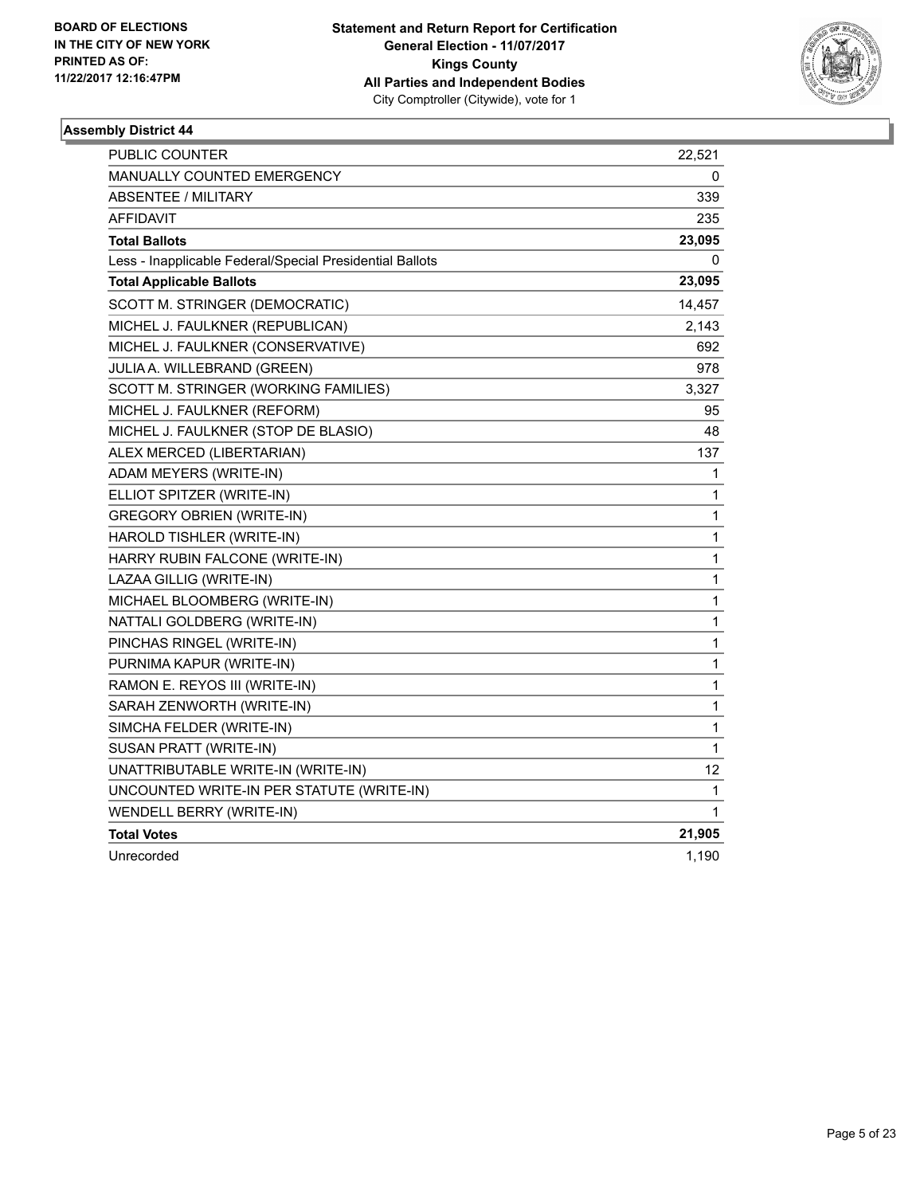BOARD OF ELECTIONS
IN THE CITY OF NEW YORK
PRINTED AS OF:
11/22/2017 12:16:47PM

**Statement and Return Report for Certification**
**General Election - 11/07/2017**
**Kings County**
**All Parties and Independent Bodies**
City Comptroller (Citywide), vote for 1

### Assembly District 44

| | |
|---|---|
| PUBLIC COUNTER | 22,521 |
| MANUALLY COUNTED EMERGENCY | 0 |
| ABSENTEE / MILITARY | 339 |
| AFFIDAVIT | 235 |
| **Total Ballots** | **23,095** |
| Less - Inapplicable Federal/Special Presidential Ballots | 0 |
| **Total Applicable Ballots** | **23,095** |
| SCOTT M. STRINGER (DEMOCRATIC) | 14,457 |
| MICHEL J. FAULKNER (REPUBLICAN) | 2,143 |
| MICHEL J. FAULKNER (CONSERVATIVE) | 692 |
| JULIA A. WILLEBRAND (GREEN) | 978 |
| SCOTT M. STRINGER (WORKING FAMILIES) | 3,327 |
| MICHEL J. FAULKNER (REFORM) | 95 |
| MICHEL J. FAULKNER (STOP DE BLASIO) | 48 |
| ALEX MERCED (LIBERTARIAN) | 137 |
| ADAM MEYERS (WRITE-IN) | 1 |
| ELLIOT SPITZER (WRITE-IN) | 1 |
| GREGORY OBRIEN (WRITE-IN) | 1 |
| HAROLD TISHLER (WRITE-IN) | 1 |
| HARRY RUBIN FALCONE (WRITE-IN) | 1 |
| LAZAA GILLIG (WRITE-IN) | 1 |
| MICHAEL BLOOMBERG (WRITE-IN) | 1 |
| NATTALI GOLDBERG (WRITE-IN) | 1 |
| PINCHAS RINGEL (WRITE-IN) | 1 |
| PURNIMA KAPUR (WRITE-IN) | 1 |
| RAMON E. REYOS III (WRITE-IN) | 1 |
| SARAH ZENWORTH (WRITE-IN) | 1 |
| SIMCHA FELDER (WRITE-IN) | 1 |
| SUSAN PRATT (WRITE-IN) | 1 |
| UNATTRIBUTABLE WRITE-IN (WRITE-IN) | 12 |
| UNCOUNTED WRITE-IN PER STATUTE (WRITE-IN) | 1 |
| WENDELL BERRY (WRITE-IN) | 1 |
| **Total Votes** | **21,905** |
| Unrecorded | 1,190 |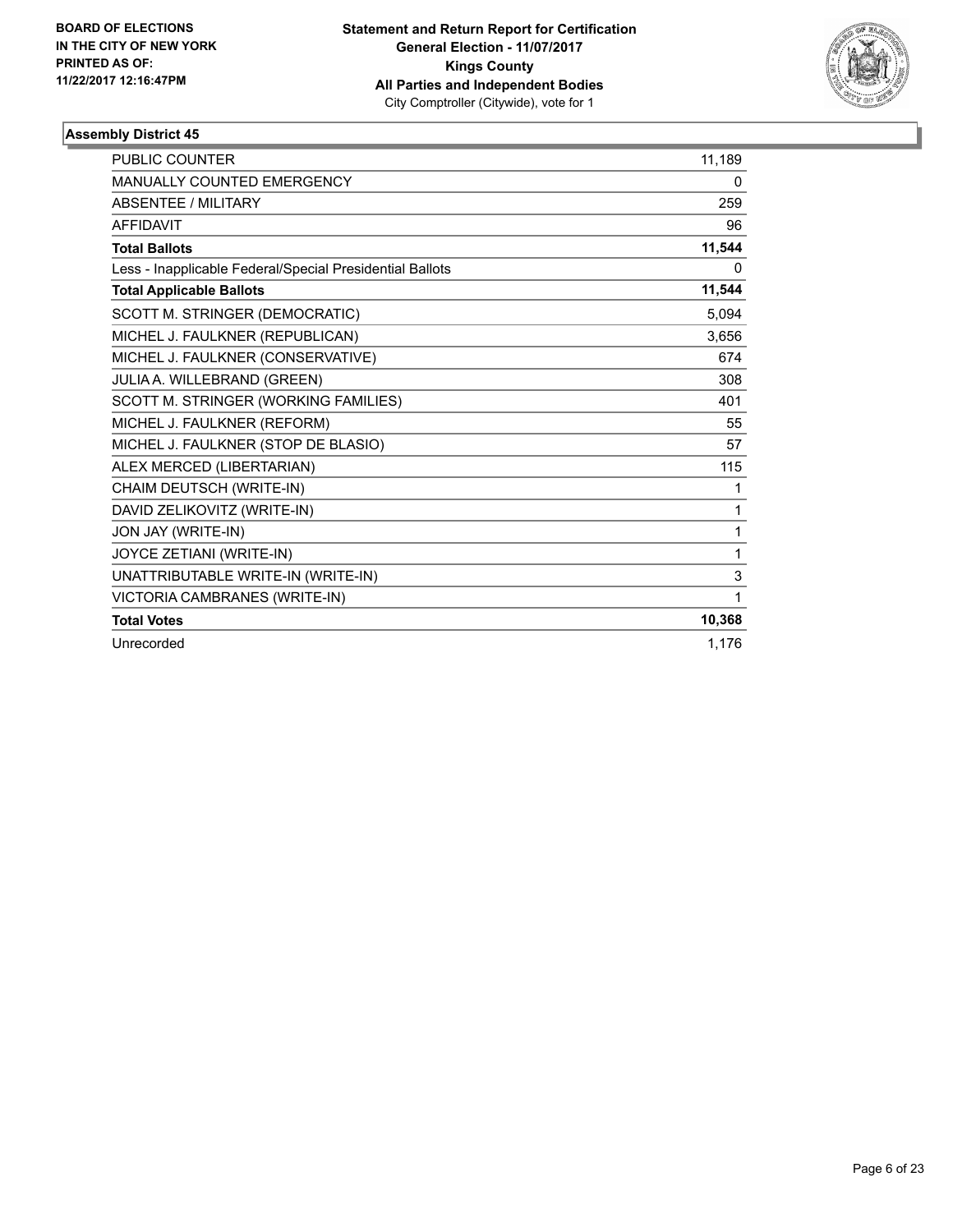BOARD OF ELECTIONS
IN THE CITY OF NEW YORK
PRINTED AS OF:
11/22/2017 12:16:47PM

**Statement and Return Report for Certification**
**General Election - 11/07/2017**
**Kings County**
**All Parties and Independent Bodies**
City Comptroller (Citywide), vote for 1

### Assembly District 45

| | |
|---|---|
| PUBLIC COUNTER | 11,189 |
| MANUALLY COUNTED EMERGENCY | 0 |
| ABSENTEE / MILITARY | 259 |
| AFFIDAVIT | 96 |
| **Total Ballots** | **11,544** |
| Less - Inapplicable Federal/Special Presidential Ballots | 0 |
| **Total Applicable Ballots** | **11,544** |
| SCOTT M. STRINGER (DEMOCRATIC) | 5,094 |
| MICHEL J. FAULKNER (REPUBLICAN) | 3,656 |
| MICHEL J. FAULKNER (CONSERVATIVE) | 674 |
| JULIA A. WILLEBRAND (GREEN) | 308 |
| SCOTT M. STRINGER (WORKING FAMILIES) | 401 |
| MICHEL J. FAULKNER (REFORM) | 55 |
| MICHEL J. FAULKNER (STOP DE BLASIO) | 57 |
| ALEX MERCED (LIBERTARIAN) | 115 |
| CHAIM DEUTSCH (WRITE-IN) | 1 |
| DAVID ZELIKOVITZ (WRITE-IN) | 1 |
| JON JAY (WRITE-IN) | 1 |
| JOYCE ZETIANI (WRITE-IN) | 1 |
| UNATTRIBUTABLE WRITE-IN (WRITE-IN) | 3 |
| VICTORIA CAMBRANES (WRITE-IN) | 1 |
| **Total Votes** | **10,368** |
| Unrecorded | 1,176 |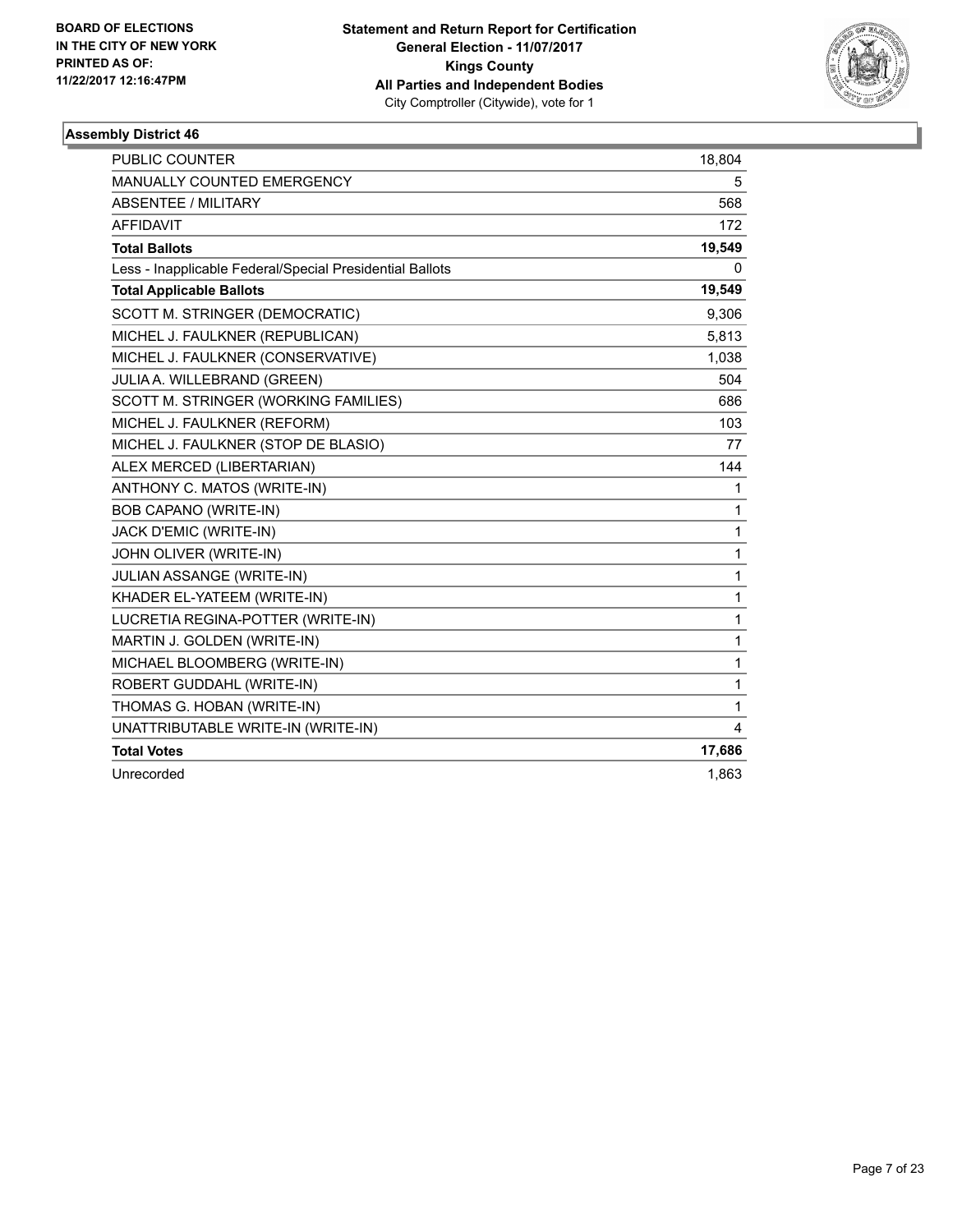BOARD OF ELECTIONS
IN THE CITY OF NEW YORK
PRINTED AS OF:
11/22/2017 12:16:47PM

**Statement and Return Report for Certification**
**General Election - 11/07/2017**
**Kings County**
**All Parties and Independent Bodies**
City Comptroller (Citywide), vote for 1

### Assembly District 46

| | |
|---|---|
| PUBLIC COUNTER | 18,804 |
| MANUALLY COUNTED EMERGENCY | 5 |
| ABSENTEE / MILITARY | 568 |
| AFFIDAVIT | 172 |
| **Total Ballots** | **19,549** |
| Less - Inapplicable Federal/Special Presidential Ballots | 0 |
| **Total Applicable Ballots** | **19,549** |
| SCOTT M. STRINGER (DEMOCRATIC) | 9,306 |
| MICHEL J. FAULKNER (REPUBLICAN) | 5,813 |
| MICHEL J. FAULKNER (CONSERVATIVE) | 1,038 |
| JULIA A. WILLEBRAND (GREEN) | 504 |
| SCOTT M. STRINGER (WORKING FAMILIES) | 686 |
| MICHEL J. FAULKNER (REFORM) | 103 |
| MICHEL J. FAULKNER (STOP DE BLASIO) | 77 |
| ALEX MERCED (LIBERTARIAN) | 144 |
| ANTHONY C. MATOS (WRITE-IN) | 1 |
| BOB CAPANO (WRITE-IN) | 1 |
| JACK D'EMIC (WRITE-IN) | 1 |
| JOHN OLIVER (WRITE-IN) | 1 |
| JULIAN ASSANGE (WRITE-IN) | 1 |
| KHADER EL-YATEEM (WRITE-IN) | 1 |
| LUCRETIA REGINA-POTTER (WRITE-IN) | 1 |
| MARTIN J. GOLDEN (WRITE-IN) | 1 |
| MICHAEL BLOOMBERG (WRITE-IN) | 1 |
| ROBERT GUDDAHL (WRITE-IN) | 1 |
| THOMAS G. HOBAN (WRITE-IN) | 1 |
| UNATTRIBUTABLE WRITE-IN (WRITE-IN) | 4 |
| **Total Votes** | **17,686** |
| Unrecorded | 1,863 |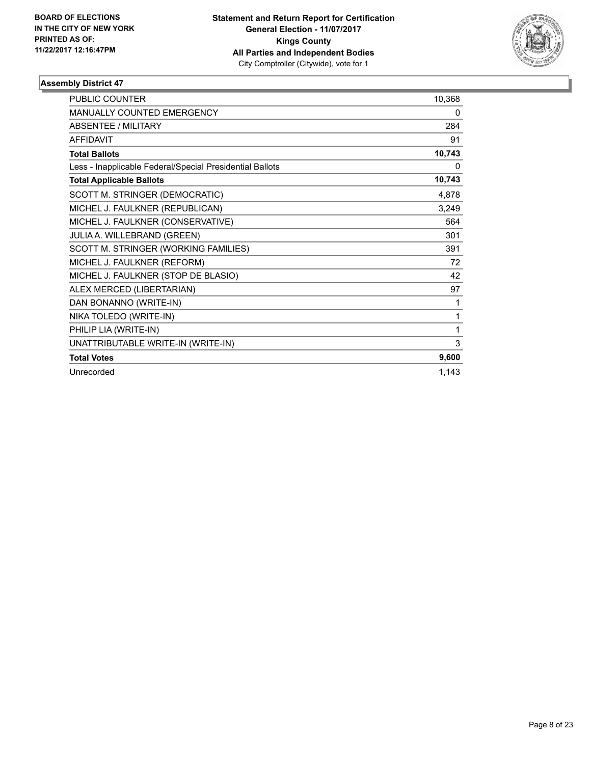BOARD OF ELECTIONS
IN THE CITY OF NEW YORK
PRINTED AS OF:
11/22/2017 12:16:47PM

**Statement and Return Report for Certification**
**General Election - 11/07/2017**
**Kings County**
**All Parties and Independent Bodies**
City Comptroller (Citywide), vote for 1

### Assembly District 47

| | |
|---|---|
| PUBLIC COUNTER | 10,368 |
| MANUALLY COUNTED EMERGENCY | 0 |
| ABSENTEE / MILITARY | 284 |
| AFFIDAVIT | 91 |
| **Total Ballots** | **10,743** |
| Less - Inapplicable Federal/Special Presidential Ballots | 0 |
| **Total Applicable Ballots** | **10,743** |
| SCOTT M. STRINGER (DEMOCRATIC) | 4,878 |
| MICHEL J. FAULKNER (REPUBLICAN) | 3,249 |
| MICHEL J. FAULKNER (CONSERVATIVE) | 564 |
| JULIA A. WILLEBRAND (GREEN) | 301 |
| SCOTT M. STRINGER (WORKING FAMILIES) | 391 |
| MICHEL J. FAULKNER (REFORM) | 72 |
| MICHEL J. FAULKNER (STOP DE BLASIO) | 42 |
| ALEX MERCED (LIBERTARIAN) | 97 |
| DAN BONANNO (WRITE-IN) | 1 |
| NIKA TOLEDO (WRITE-IN) | 1 |
| PHILIP LIA (WRITE-IN) | 1 |
| UNATTRIBUTABLE WRITE-IN (WRITE-IN) | 3 |
| **Total Votes** | **9,600** |
| Unrecorded | 1,143 |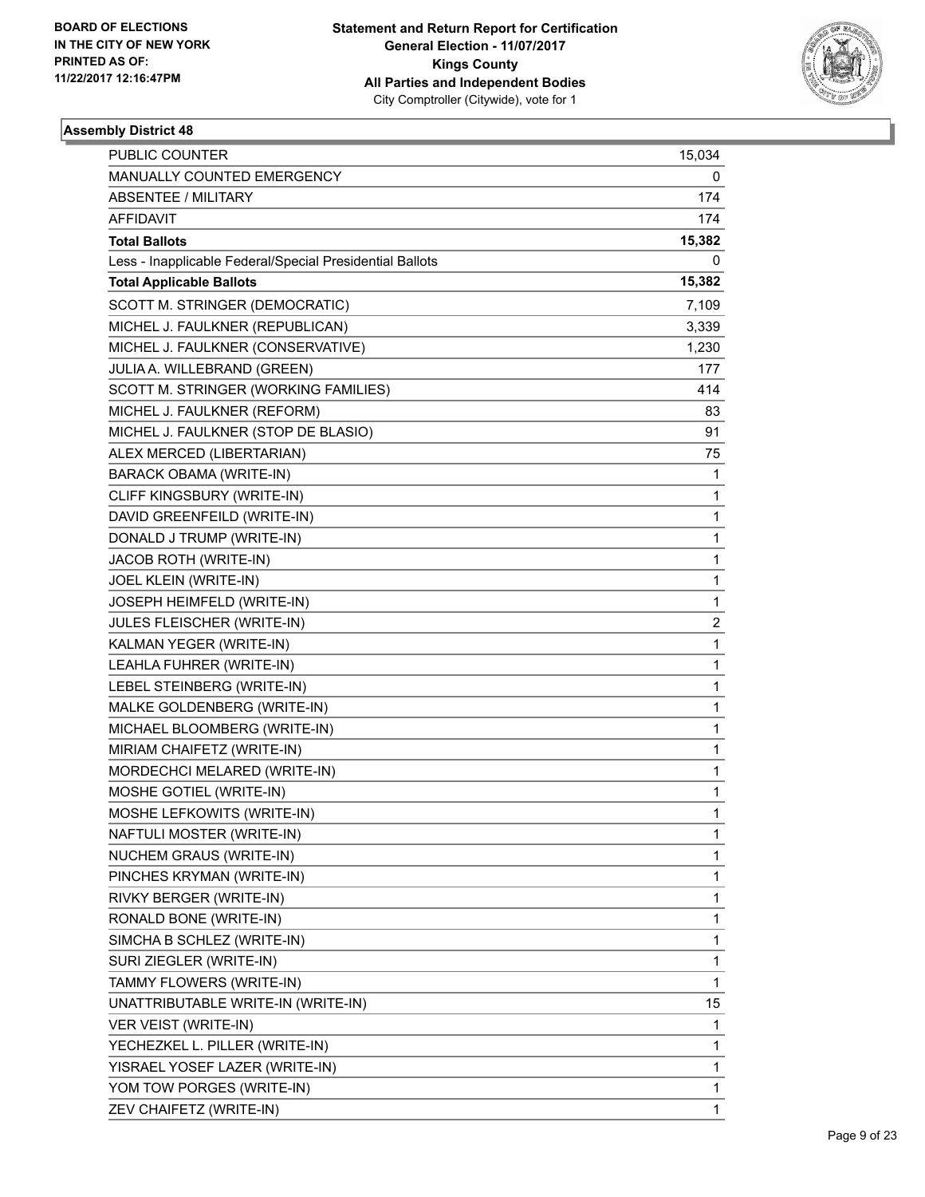BOARD OF ELECTIONS
IN THE CITY OF NEW YORK
PRINTED AS OF:
11/22/2017 12:16:47PM

**Statement and Return Report for Certification**
**General Election - 11/07/2017**
**Kings County**
**All Parties and Independent Bodies**
City Comptroller (Citywide), vote for 1

### Assembly District 48

| | |
|---|---|
| PUBLIC COUNTER | 15,034 |
| MANUALLY COUNTED EMERGENCY | 0 |
| ABSENTEE / MILITARY | 174 |
| AFFIDAVIT | 174 |
| **Total Ballots** | **15,382** |
| Less - Inapplicable Federal/Special Presidential Ballots | 0 |
| **Total Applicable Ballots** | **15,382** |
| SCOTT M. STRINGER (DEMOCRATIC) | 7,109 |
| MICHEL J. FAULKNER (REPUBLICAN) | 3,339 |
| MICHEL J. FAULKNER (CONSERVATIVE) | 1,230 |
| JULIA A. WILLEBRAND (GREEN) | 177 |
| SCOTT M. STRINGER (WORKING FAMILIES) | 414 |
| MICHEL J. FAULKNER (REFORM) | 83 |
| MICHEL J. FAULKNER (STOP DE BLASIO) | 91 |
| ALEX MERCED (LIBERTARIAN) | 75 |
| BARACK OBAMA (WRITE-IN) | 1 |
| CLIFF KINGSBURY (WRITE-IN) | 1 |
| DAVID GREENFEILD (WRITE-IN) | 1 |
| DONALD J TRUMP (WRITE-IN) | 1 |
| JACOB ROTH (WRITE-IN) | 1 |
| JOEL KLEIN (WRITE-IN) | 1 |
| JOSEPH HEIMFELD (WRITE-IN) | 1 |
| JULES FLEISCHER (WRITE-IN) | 2 |
| KALMAN YEGER (WRITE-IN) | 1 |
| LEAHLA FUHRER (WRITE-IN) | 1 |
| LEBEL STEINBERG (WRITE-IN) | 1 |
| MALKE GOLDENBERG (WRITE-IN) | 1 |
| MICHAEL BLOOMBERG (WRITE-IN) | 1 |
| MIRIAM CHAIFETZ (WRITE-IN) | 1 |
| MORDECHCI MELARED (WRITE-IN) | 1 |
| MOSHE GOTIEL (WRITE-IN) | 1 |
| MOSHE LEFKOWITS (WRITE-IN) | 1 |
| NAFTULI MOSTER (WRITE-IN) | 1 |
| NUCHEM GRAUS (WRITE-IN) | 1 |
| PINCHES KRYMAN (WRITE-IN) | 1 |
| RIVKY BERGER (WRITE-IN) | 1 |
| RONALD BONE (WRITE-IN) | 1 |
| SIMCHA B SCHLEZ (WRITE-IN) | 1 |
| SURI ZIEGLER (WRITE-IN) | 1 |
| TAMMY FLOWERS (WRITE-IN) | 1 |
| UNATTRIBUTABLE WRITE-IN (WRITE-IN) | 15 |
| VER VEIST (WRITE-IN) | 1 |
| YECHEZKEL L. PILLER (WRITE-IN) | 1 |
| YISRAEL YOSEF LAZER (WRITE-IN) | 1 |
| YOM TOW PORGES (WRITE-IN) | 1 |
| ZEV CHAIFETZ (WRITE-IN) | 1 |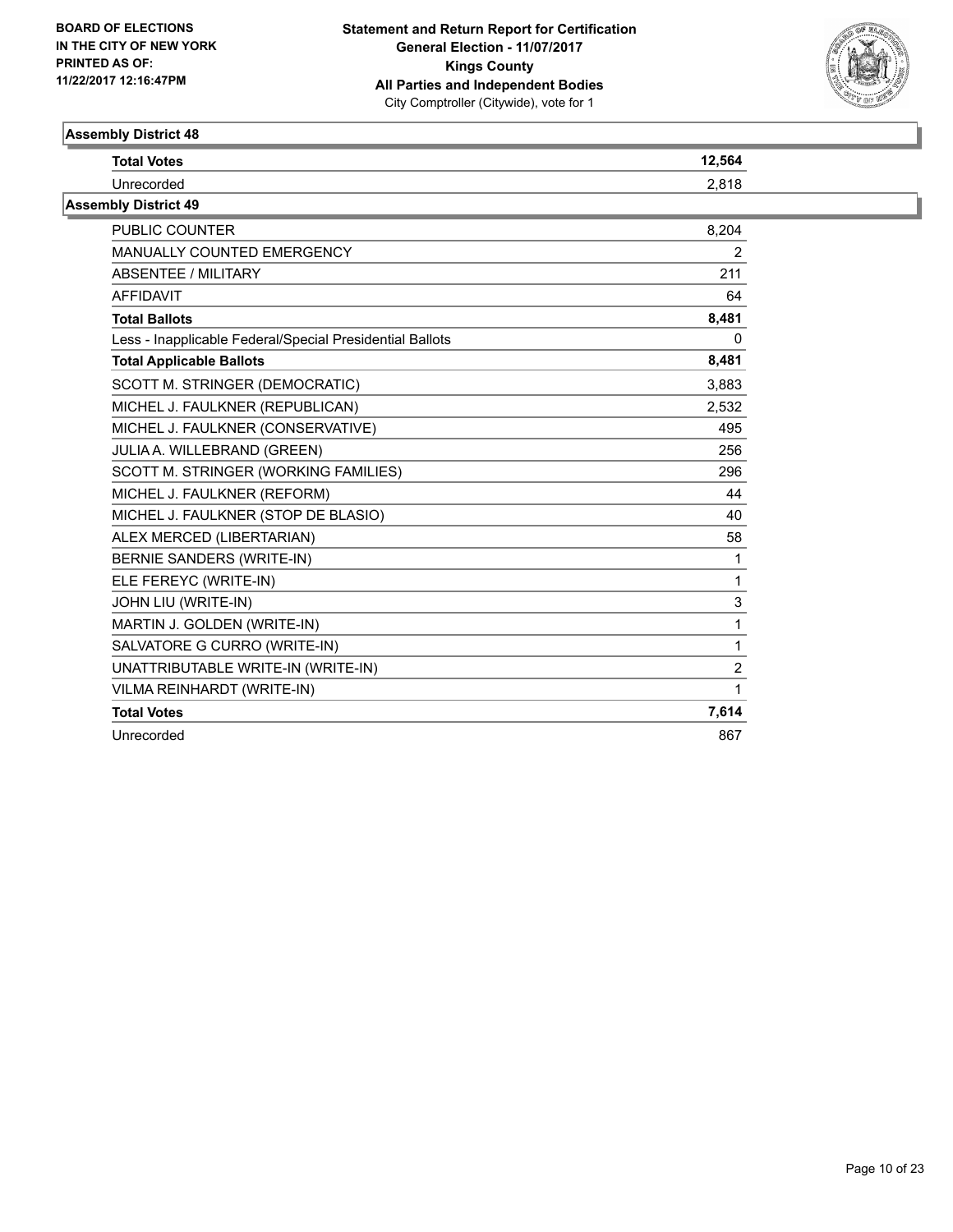## Assembly District 48

| | |
|---|---|
| **Total Votes** | **12,564** |
| Unrecorded | 2,818 |

## Assembly District 49

| | |
|---|---|
| PUBLIC COUNTER | 8,204 |
| MANUALLY COUNTED EMERGENCY | 2 |
| ABSENTEE / MILITARY | 211 |
| AFFIDAVIT | 64 |
| **Total Ballots** | **8,481** |
| Less - Inapplicable Federal/Special Presidential Ballots | 0 |
| **Total Applicable Ballots** | **8,481** |
| SCOTT M. STRINGER (DEMOCRATIC) | 3,883 |
| MICHEL J. FAULKNER (REPUBLICAN) | 2,532 |
| MICHEL J. FAULKNER (CONSERVATIVE) | 495 |
| JULIA A. WILLEBRAND (GREEN) | 256 |
| SCOTT M. STRINGER (WORKING FAMILIES) | 296 |
| MICHEL J. FAULKNER (REFORM) | 44 |
| MICHEL J. FAULKNER (STOP DE BLASIO) | 40 |
| ALEX MERCED (LIBERTARIAN) | 58 |
| BERNIE SANDERS (WRITE-IN) | 1 |
| ELE FEREYC (WRITE-IN) | 1 |
| JOHN LIU (WRITE-IN) | 3 |
| MARTIN J. GOLDEN (WRITE-IN) | 1 |
| SALVATORE G CURRO (WRITE-IN) | 1 |
| UNATTRIBUTABLE WRITE-IN (WRITE-IN) | 2 |
| VILMA REINHARDT (WRITE-IN) | 1 |
| **Total Votes** | **7,614** |
| Unrecorded | 867 |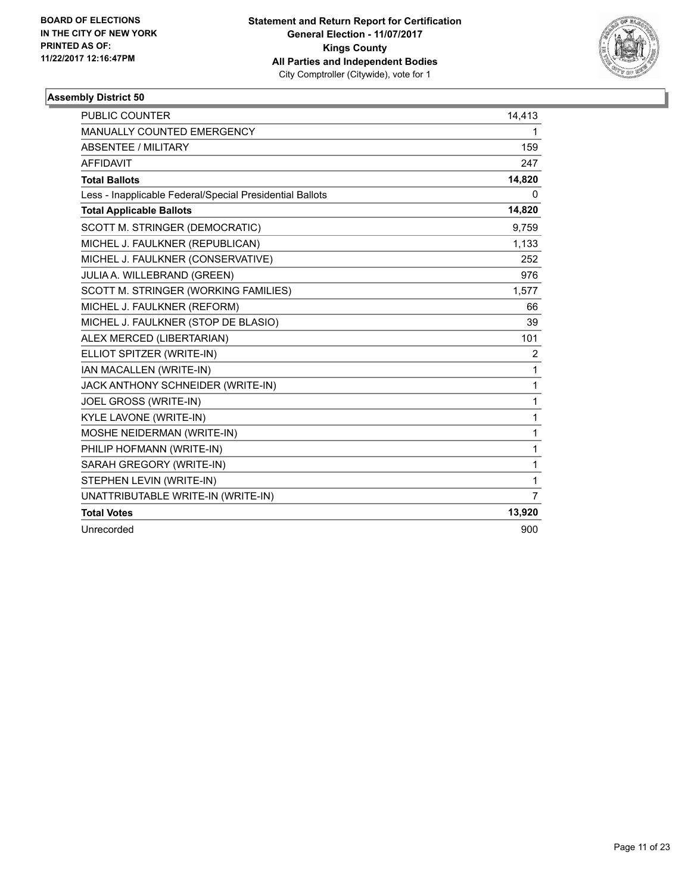BOARD OF ELECTIONS
IN THE CITY OF NEW YORK
PRINTED AS OF:
11/22/2017 12:16:47PM

**Statement and Return Report for Certification**
**General Election - 11/07/2017**
**Kings County**
**All Parties and Independent Bodies**
City Comptroller (Citywide), vote for 1

### Assembly District 50

| | |
|---|---|
| PUBLIC COUNTER | 14,413 |
| MANUALLY COUNTED EMERGENCY | 1 |
| ABSENTEE / MILITARY | 159 |
| AFFIDAVIT | 247 |
| **Total Ballots** | **14,820** |
| Less - Inapplicable Federal/Special Presidential Ballots | 0 |
| **Total Applicable Ballots** | **14,820** |
| SCOTT M. STRINGER (DEMOCRATIC) | 9,759 |
| MICHEL J. FAULKNER (REPUBLICAN) | 1,133 |
| MICHEL J. FAULKNER (CONSERVATIVE) | 252 |
| JULIA A. WILLEBRAND (GREEN) | 976 |
| SCOTT M. STRINGER (WORKING FAMILIES) | 1,577 |
| MICHEL J. FAULKNER (REFORM) | 66 |
| MICHEL J. FAULKNER (STOP DE BLASIO) | 39 |
| ALEX MERCED (LIBERTARIAN) | 101 |
| ELLIOT SPITZER (WRITE-IN) | 2 |
| IAN MACALLEN (WRITE-IN) | 1 |
| JACK ANTHONY SCHNEIDER (WRITE-IN) | 1 |
| JOEL GROSS (WRITE-IN) | 1 |
| KYLE LAVONE (WRITE-IN) | 1 |
| MOSHE NEIDERMAN (WRITE-IN) | 1 |
| PHILIP HOFMANN (WRITE-IN) | 1 |
| SARAH GREGORY (WRITE-IN) | 1 |
| STEPHEN LEVIN (WRITE-IN) | 1 |
| UNATTRIBUTABLE WRITE-IN (WRITE-IN) | 7 |
| **Total Votes** | **13,920** |
| Unrecorded | 900 |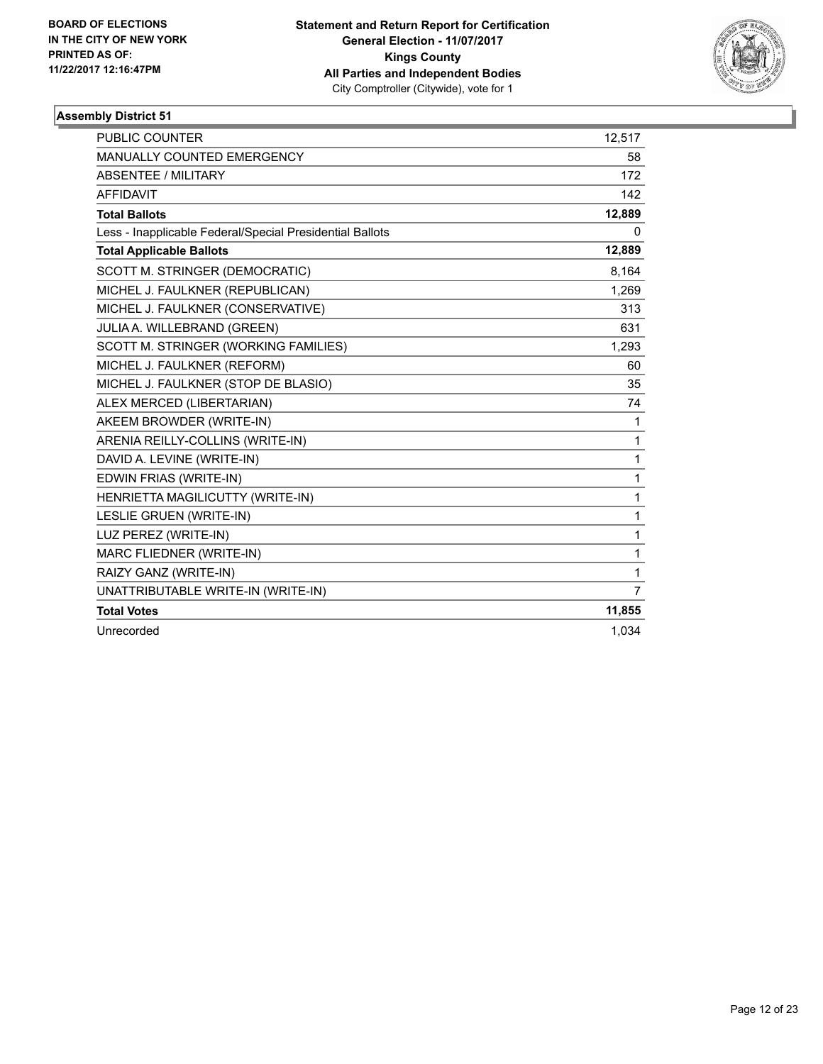**BOARD OF ELECTIONS IN THE CITY OF NEW YORK PRINTED AS OF: 11/22/2017 12:16:47PM**

**Statement and Return Report for Certification**
**General Election - 11/07/2017**
**Kings County**
**All Parties and Independent Bodies**
City Comptroller (Citywide), vote for 1

### Assembly District 51

| | |
|---|---|
| PUBLIC COUNTER | 12,517 |
| MANUALLY COUNTED EMERGENCY | 58 |
| ABSENTEE / MILITARY | 172 |
| AFFIDAVIT | 142 |
| **Total Ballots** | **12,889** |
| Less - Inapplicable Federal/Special Presidential Ballots | 0 |
| **Total Applicable Ballots** | **12,889** |
| SCOTT M. STRINGER (DEMOCRATIC) | 8,164 |
| MICHEL J. FAULKNER (REPUBLICAN) | 1,269 |
| MICHEL J. FAULKNER (CONSERVATIVE) | 313 |
| JULIA A. WILLEBRAND (GREEN) | 631 |
| SCOTT M. STRINGER (WORKING FAMILIES) | 1,293 |
| MICHEL J. FAULKNER (REFORM) | 60 |
| MICHEL J. FAULKNER (STOP DE BLASIO) | 35 |
| ALEX MERCED (LIBERTARIAN) | 74 |
| AKEEM BROWDER (WRITE-IN) | 1 |
| ARENIA REILLY-COLLINS (WRITE-IN) | 1 |
| DAVID A. LEVINE (WRITE-IN) | 1 |
| EDWIN FRIAS (WRITE-IN) | 1 |
| HENRIETTA MAGILICUTTY (WRITE-IN) | 1 |
| LESLIE GRUEN (WRITE-IN) | 1 |
| LUZ PEREZ (WRITE-IN) | 1 |
| MARC FLIEDNER (WRITE-IN) | 1 |
| RAIZY GANZ (WRITE-IN) | 1 |
| UNATTRIBUTABLE WRITE-IN (WRITE-IN) | 7 |
| **Total Votes** | **11,855** |
| Unrecorded | 1,034 |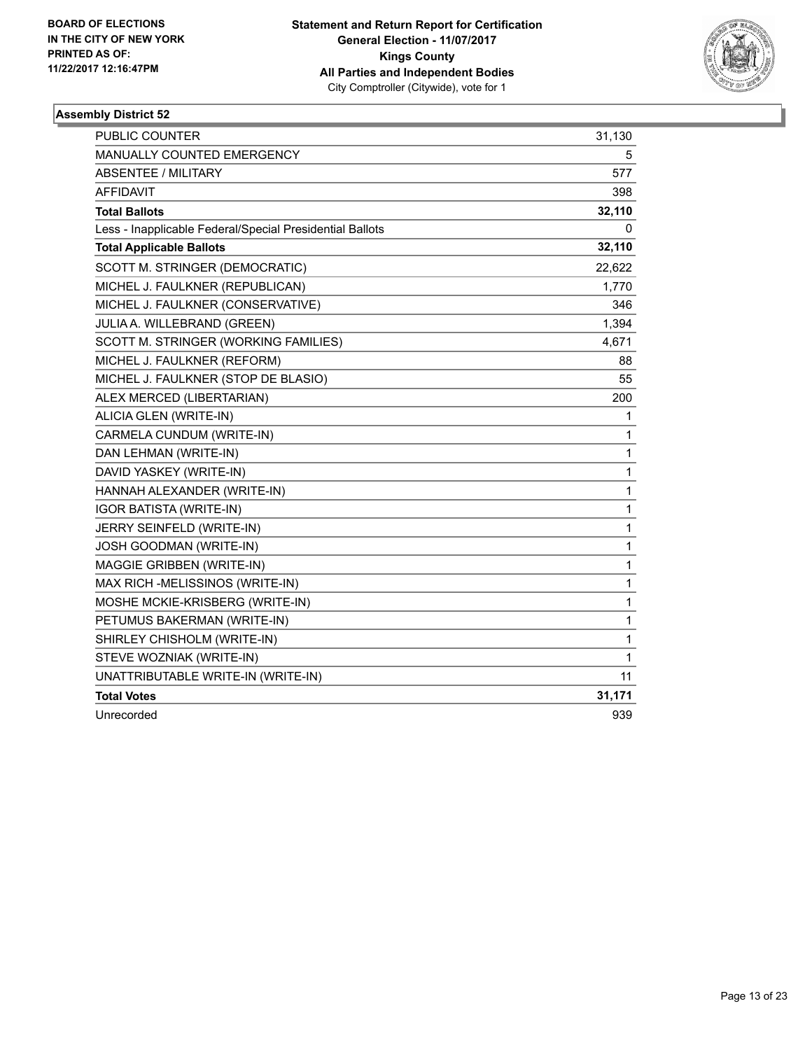BOARD OF ELECTIONS
IN THE CITY OF NEW YORK
PRINTED AS OF:
11/22/2017 12:16:47PM

**Statement and Return Report for Certification**
**General Election - 11/07/2017**
**Kings County**
**All Parties and Independent Bodies**
City Comptroller (Citywide), vote for 1

### Assembly District 52

| | |
|---|---|
| PUBLIC COUNTER | 31,130 |
| MANUALLY COUNTED EMERGENCY | 5 |
| ABSENTEE / MILITARY | 577 |
| AFFIDAVIT | 398 |
| **Total Ballots** | **32,110** |
| Less - Inapplicable Federal/Special Presidential Ballots | 0 |
| **Total Applicable Ballots** | **32,110** |
| SCOTT M. STRINGER (DEMOCRATIC) | 22,622 |
| MICHEL J. FAULKNER (REPUBLICAN) | 1,770 |
| MICHEL J. FAULKNER (CONSERVATIVE) | 346 |
| JULIA A. WILLEBRAND (GREEN) | 1,394 |
| SCOTT M. STRINGER (WORKING FAMILIES) | 4,671 |
| MICHEL J. FAULKNER (REFORM) | 88 |
| MICHEL J. FAULKNER (STOP DE BLASIO) | 55 |
| ALEX MERCED (LIBERTARIAN) | 200 |
| ALICIA GLEN (WRITE-IN) | 1 |
| CARMELA CUNDUM (WRITE-IN) | 1 |
| DAN LEHMAN (WRITE-IN) | 1 |
| DAVID YASKEY (WRITE-IN) | 1 |
| HANNAH ALEXANDER (WRITE-IN) | 1 |
| IGOR BATISTA (WRITE-IN) | 1 |
| JERRY SEINFELD (WRITE-IN) | 1 |
| JOSH GOODMAN (WRITE-IN) | 1 |
| MAGGIE GRIBBEN (WRITE-IN) | 1 |
| MAX RICH -MELISSINOS (WRITE-IN) | 1 |
| MOSHE MCKIE-KRISBERG (WRITE-IN) | 1 |
| PETUMUS BAKERMAN (WRITE-IN) | 1 |
| SHIRLEY CHISHOLM (WRITE-IN) | 1 |
| STEVE WOZNIAK (WRITE-IN) | 1 |
| UNATTRIBUTABLE WRITE-IN (WRITE-IN) | 11 |
| **Total Votes** | **31,171** |
| Unrecorded | 939 |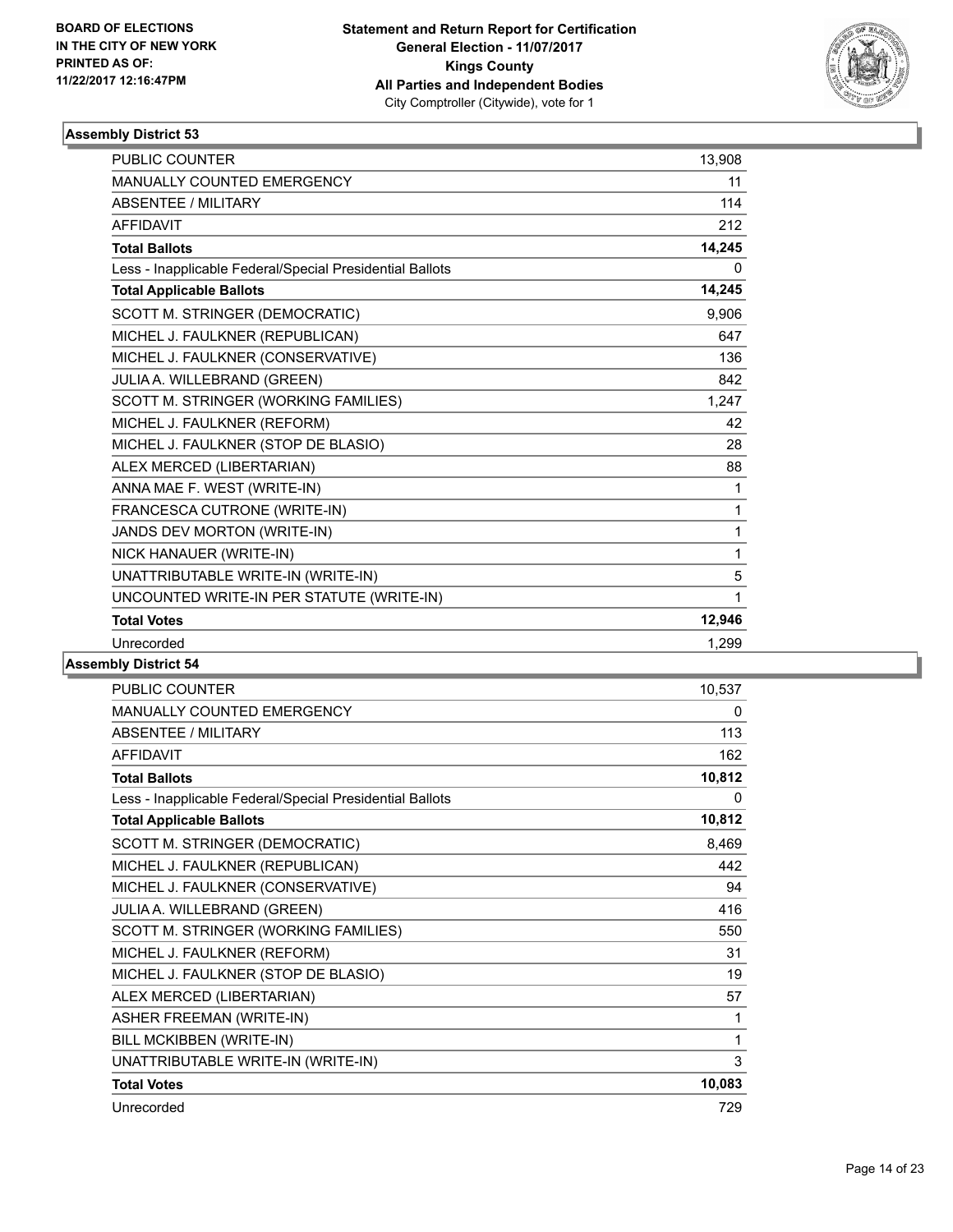BOARD OF ELECTIONS
IN THE CITY OF NEW YORK
PRINTED AS OF:
11/22/2017 12:16:47PM

**Statement and Return Report for Certification**
**General Election - 11/07/2017**
**Kings County**
**All Parties and Independent Bodies**
City Comptroller (Citywide), vote for 1

### Assembly District 53

| | |
|---|---|
| PUBLIC COUNTER | 13,908 |
| MANUALLY COUNTED EMERGENCY | 11 |
| ABSENTEE / MILITARY | 114 |
| AFFIDAVIT | 212 |
| **Total Ballots** | **14,245** |
| Less - Inapplicable Federal/Special Presidential Ballots | 0 |
| **Total Applicable Ballots** | **14,245** |
| SCOTT M. STRINGER (DEMOCRATIC) | 9,906 |
| MICHEL J. FAULKNER (REPUBLICAN) | 647 |
| MICHEL J. FAULKNER (CONSERVATIVE) | 136 |
| JULIA A. WILLEBRAND (GREEN) | 842 |
| SCOTT M. STRINGER (WORKING FAMILIES) | 1,247 |
| MICHEL J. FAULKNER (REFORM) | 42 |
| MICHEL J. FAULKNER (STOP DE BLASIO) | 28 |
| ALEX MERCED (LIBERTARIAN) | 88 |
| ANNA MAE F. WEST (WRITE-IN) | 1 |
| FRANCESCA CUTRONE (WRITE-IN) | 1 |
| JANDS DEV MORTON (WRITE-IN) | 1 |
| NICK HANAUER (WRITE-IN) | 1 |
| UNATTRIBUTABLE WRITE-IN (WRITE-IN) | 5 |
| UNCOUNTED WRITE-IN PER STATUTE (WRITE-IN) | 1 |
| **Total Votes** | **12,946** |
| Unrecorded | 1,299 |

### Assembly District 54

| | |
|---|---|
| PUBLIC COUNTER | 10,537 |
| MANUALLY COUNTED EMERGENCY | 0 |
| ABSENTEE / MILITARY | 113 |
| AFFIDAVIT | 162 |
| **Total Ballots** | **10,812** |
| Less - Inapplicable Federal/Special Presidential Ballots | 0 |
| **Total Applicable Ballots** | **10,812** |
| SCOTT M. STRINGER (DEMOCRATIC) | 8,469 |
| MICHEL J. FAULKNER (REPUBLICAN) | 442 |
| MICHEL J. FAULKNER (CONSERVATIVE) | 94 |
| JULIA A. WILLEBRAND (GREEN) | 416 |
| SCOTT M. STRINGER (WORKING FAMILIES) | 550 |
| MICHEL J. FAULKNER (REFORM) | 31 |
| MICHEL J. FAULKNER (STOP DE BLASIO) | 19 |
| ALEX MERCED (LIBERTARIAN) | 57 |
| ASHER FREEMAN (WRITE-IN) | 1 |
| BILL MCKIBBEN (WRITE-IN) | 1 |
| UNATTRIBUTABLE WRITE-IN (WRITE-IN) | 3 |
| **Total Votes** | **10,083** |
| Unrecorded | 729 |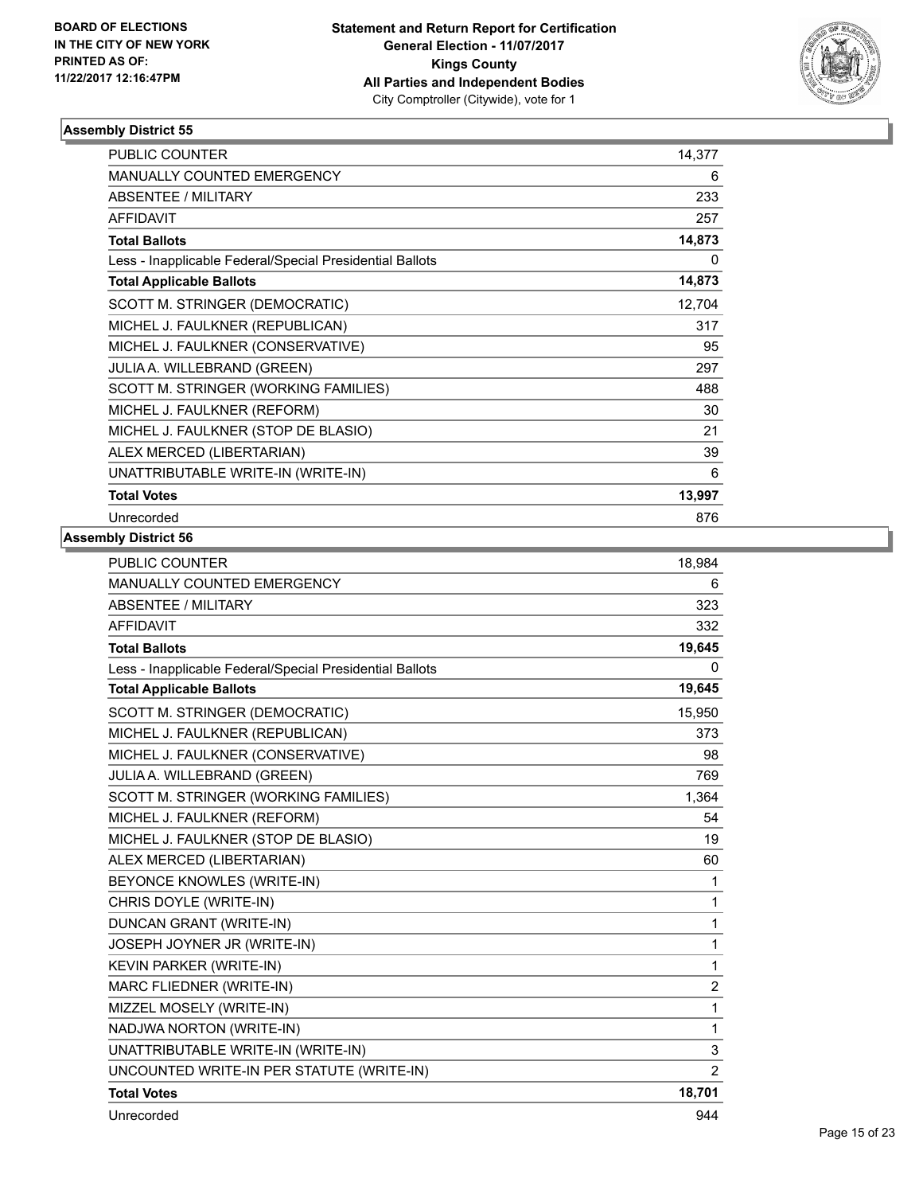BOARD OF ELECTIONS
IN THE CITY OF NEW YORK
PRINTED AS OF:
11/22/2017 12:16:47PM

**Statement and Return Report for Certification**
**General Election - 11/07/2017**
**Kings County**
**All Parties and Independent Bodies**
City Comptroller (Citywide), vote for 1

### Assembly District 55

| | |
|---|---|
| PUBLIC COUNTER | 14,377 |
| MANUALLY COUNTED EMERGENCY | 6 |
| ABSENTEE / MILITARY | 233 |
| AFFIDAVIT | 257 |
| **Total Ballots** | **14,873** |
| Less - Inapplicable Federal/Special Presidential Ballots | 0 |
| **Total Applicable Ballots** | **14,873** |
| SCOTT M. STRINGER (DEMOCRATIC) | 12,704 |
| MICHEL J. FAULKNER (REPUBLICAN) | 317 |
| MICHEL J. FAULKNER (CONSERVATIVE) | 95 |
| JULIA A. WILLEBRAND (GREEN) | 297 |
| SCOTT M. STRINGER (WORKING FAMILIES) | 488 |
| MICHEL J. FAULKNER (REFORM) | 30 |
| MICHEL J. FAULKNER (STOP DE BLASIO) | 21 |
| ALEX MERCED (LIBERTARIAN) | 39 |
| UNATTRIBUTABLE WRITE-IN (WRITE-IN) | 6 |
| **Total Votes** | **13,997** |
| Unrecorded | 876 |

### Assembly District 56

| | |
|---|---|
| PUBLIC COUNTER | 18,984 |
| MANUALLY COUNTED EMERGENCY | 6 |
| ABSENTEE / MILITARY | 323 |
| AFFIDAVIT | 332 |
| **Total Ballots** | **19,645** |
| Less - Inapplicable Federal/Special Presidential Ballots | 0 |
| **Total Applicable Ballots** | **19,645** |
| SCOTT M. STRINGER (DEMOCRATIC) | 15,950 |
| MICHEL J. FAULKNER (REPUBLICAN) | 373 |
| MICHEL J. FAULKNER (CONSERVATIVE) | 98 |
| JULIA A. WILLEBRAND (GREEN) | 769 |
| SCOTT M. STRINGER (WORKING FAMILIES) | 1,364 |
| MICHEL J. FAULKNER (REFORM) | 54 |
| MICHEL J. FAULKNER (STOP DE BLASIO) | 19 |
| ALEX MERCED (LIBERTARIAN) | 60 |
| BEYONCE KNOWLES (WRITE-IN) | 1 |
| CHRIS DOYLE (WRITE-IN) | 1 |
| DUNCAN GRANT (WRITE-IN) | 1 |
| JOSEPH JOYNER JR (WRITE-IN) | 1 |
| KEVIN PARKER (WRITE-IN) | 1 |
| MARC FLIEDNER (WRITE-IN) | 2 |
| MIZZEL MOSELY (WRITE-IN) | 1 |
| NADJWA NORTON (WRITE-IN) | 1 |
| UNATTRIBUTABLE WRITE-IN (WRITE-IN) | 3 |
| UNCOUNTED WRITE-IN PER STATUTE (WRITE-IN) | 2 |
| **Total Votes** | **18,701** |
| Unrecorded | 944 |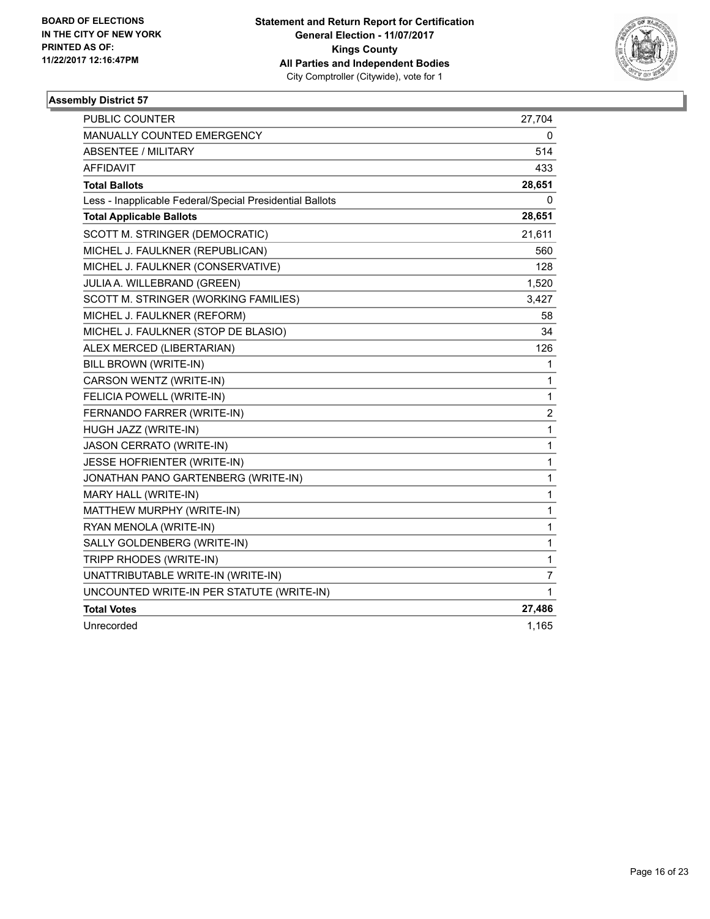BOARD OF ELECTIONS
IN THE CITY OF NEW YORK
PRINTED AS OF:
11/22/2017 12:16:47PM

**Statement and Return Report for Certification**
**General Election - 11/07/2017**
**Kings County**
**All Parties and Independent Bodies**
City Comptroller (Citywide), vote for 1

## Assembly District 57

| | |
|---|---|
| PUBLIC COUNTER | 27,704 |
| MANUALLY COUNTED EMERGENCY | 0 |
| ABSENTEE / MILITARY | 514 |
| AFFIDAVIT | 433 |
| **Total Ballots** | **28,651** |
| Less - Inapplicable Federal/Special Presidential Ballots | 0 |
| **Total Applicable Ballots** | **28,651** |
| SCOTT M. STRINGER (DEMOCRATIC) | 21,611 |
| MICHEL J. FAULKNER (REPUBLICAN) | 560 |
| MICHEL J. FAULKNER (CONSERVATIVE) | 128 |
| JULIA A. WILLEBRAND (GREEN) | 1,520 |
| SCOTT M. STRINGER (WORKING FAMILIES) | 3,427 |
| MICHEL J. FAULKNER (REFORM) | 58 |
| MICHEL J. FAULKNER (STOP DE BLASIO) | 34 |
| ALEX MERCED (LIBERTARIAN) | 126 |
| BILL BROWN (WRITE-IN) | 1 |
| CARSON WENTZ (WRITE-IN) | 1 |
| FELICIA POWELL (WRITE-IN) | 1 |
| FERNANDO FARRER (WRITE-IN) | 2 |
| HUGH JAZZ (WRITE-IN) | 1 |
| JASON CERRATO (WRITE-IN) | 1 |
| JESSE HOFRIENTER (WRITE-IN) | 1 |
| JONATHAN PANO GARTENBERG (WRITE-IN) | 1 |
| MARY HALL (WRITE-IN) | 1 |
| MATTHEW MURPHY (WRITE-IN) | 1 |
| RYAN MENOLA (WRITE-IN) | 1 |
| SALLY GOLDENBERG (WRITE-IN) | 1 |
| TRIPP RHODES (WRITE-IN) | 1 |
| UNATTRIBUTABLE WRITE-IN (WRITE-IN) | 7 |
| UNCOUNTED WRITE-IN PER STATUTE (WRITE-IN) | 1 |
| **Total Votes** | **27,486** |
| Unrecorded | 1,165 |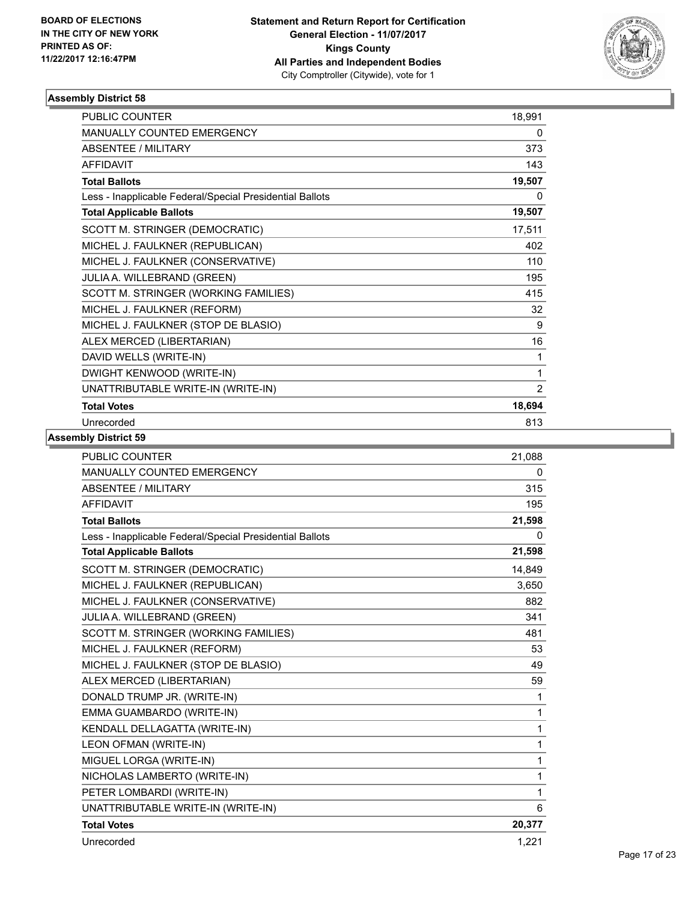BOARD OF ELECTIONS
IN THE CITY OF NEW YORK
PRINTED AS OF:
11/22/2017 12:16:47PM

**Statement and Return Report for Certification**
**General Election - 11/07/2017**
**Kings County**
**All Parties and Independent Bodies**
City Comptroller (Citywide), vote for 1

### Assembly District 58

| | |
|---|---|
| PUBLIC COUNTER | 18,991 |
| MANUALLY COUNTED EMERGENCY | 0 |
| ABSENTEE / MILITARY | 373 |
| AFFIDAVIT | 143 |
| **Total Ballots** | **19,507** |
| Less - Inapplicable Federal/Special Presidential Ballots | 0 |
| **Total Applicable Ballots** | **19,507** |
| SCOTT M. STRINGER (DEMOCRATIC) | 17,511 |
| MICHEL J. FAULKNER (REPUBLICAN) | 402 |
| MICHEL J. FAULKNER (CONSERVATIVE) | 110 |
| JULIA A. WILLEBRAND (GREEN) | 195 |
| SCOTT M. STRINGER (WORKING FAMILIES) | 415 |
| MICHEL J. FAULKNER (REFORM) | 32 |
| MICHEL J. FAULKNER (STOP DE BLASIO) | 9 |
| ALEX MERCED (LIBERTARIAN) | 16 |
| DAVID WELLS (WRITE-IN) | 1 |
| DWIGHT KENWOOD (WRITE-IN) | 1 |
| UNATTRIBUTABLE WRITE-IN (WRITE-IN) | 2 |
| **Total Votes** | **18,694** |
| Unrecorded | 813 |

### Assembly District 59

| | |
|---|---|
| PUBLIC COUNTER | 21,088 |
| MANUALLY COUNTED EMERGENCY | 0 |
| ABSENTEE / MILITARY | 315 |
| AFFIDAVIT | 195 |
| **Total Ballots** | **21,598** |
| Less - Inapplicable Federal/Special Presidential Ballots | 0 |
| **Total Applicable Ballots** | **21,598** |
| SCOTT M. STRINGER (DEMOCRATIC) | 14,849 |
| MICHEL J. FAULKNER (REPUBLICAN) | 3,650 |
| MICHEL J. FAULKNER (CONSERVATIVE) | 882 |
| JULIA A. WILLEBRAND (GREEN) | 341 |
| SCOTT M. STRINGER (WORKING FAMILIES) | 481 |
| MICHEL J. FAULKNER (REFORM) | 53 |
| MICHEL J. FAULKNER (STOP DE BLASIO) | 49 |
| ALEX MERCED (LIBERTARIAN) | 59 |
| DONALD TRUMP JR. (WRITE-IN) | 1 |
| EMMA GUAMBARDO (WRITE-IN) | 1 |
| KENDALL DELLAGATTA (WRITE-IN) | 1 |
| LEON OFMAN (WRITE-IN) | 1 |
| MIGUEL LORGA (WRITE-IN) | 1 |
| NICHOLAS LAMBERTO (WRITE-IN) | 1 |
| PETER LOMBARDI (WRITE-IN) | 1 |
| UNATTRIBUTABLE WRITE-IN (WRITE-IN) | 6 |
| **Total Votes** | **20,377** |
| Unrecorded | 1,221 |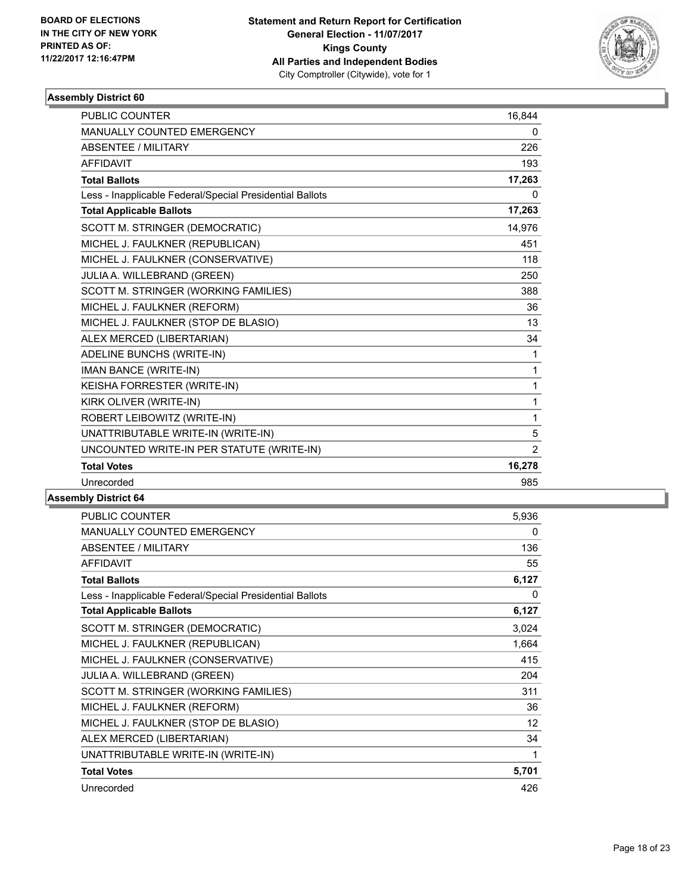BOARD OF ELECTIONS
IN THE CITY OF NEW YORK
PRINTED AS OF:
11/22/2017 12:16:47PM

**Statement and Return Report for Certification**
**General Election - 11/07/2017**
**Kings County**
**All Parties and Independent Bodies**
City Comptroller (Citywide), vote for 1

## Assembly District 60

| | |
|---|---|
| PUBLIC COUNTER | 16,844 |
| MANUALLY COUNTED EMERGENCY | 0 |
| ABSENTEE / MILITARY | 226 |
| AFFIDAVIT | 193 |
| **Total Ballots** | **17,263** |
| Less - Inapplicable Federal/Special Presidential Ballots | 0 |
| **Total Applicable Ballots** | **17,263** |
| SCOTT M. STRINGER (DEMOCRATIC) | 14,976 |
| MICHEL J. FAULKNER (REPUBLICAN) | 451 |
| MICHEL J. FAULKNER (CONSERVATIVE) | 118 |
| JULIA A. WILLEBRAND (GREEN) | 250 |
| SCOTT M. STRINGER (WORKING FAMILIES) | 388 |
| MICHEL J. FAULKNER (REFORM) | 36 |
| MICHEL J. FAULKNER (STOP DE BLASIO) | 13 |
| ALEX MERCED (LIBERTARIAN) | 34 |
| ADELINE BUNCHS (WRITE-IN) | 1 |
| IMAN BANCE (WRITE-IN) | 1 |
| KEISHA FORRESTER (WRITE-IN) | 1 |
| KIRK OLIVER (WRITE-IN) | 1 |
| ROBERT LEIBOWITZ (WRITE-IN) | 1 |
| UNATTRIBUTABLE WRITE-IN (WRITE-IN) | 5 |
| UNCOUNTED WRITE-IN PER STATUTE (WRITE-IN) | 2 |
| **Total Votes** | **16,278** |
| Unrecorded | 985 |

## Assembly District 64

| | |
|---|---|
| PUBLIC COUNTER | 5,936 |
| MANUALLY COUNTED EMERGENCY | 0 |
| ABSENTEE / MILITARY | 136 |
| AFFIDAVIT | 55 |
| **Total Ballots** | **6,127** |
| Less - Inapplicable Federal/Special Presidential Ballots | 0 |
| **Total Applicable Ballots** | **6,127** |
| SCOTT M. STRINGER (DEMOCRATIC) | 3,024 |
| MICHEL J. FAULKNER (REPUBLICAN) | 1,664 |
| MICHEL J. FAULKNER (CONSERVATIVE) | 415 |
| JULIA A. WILLEBRAND (GREEN) | 204 |
| SCOTT M. STRINGER (WORKING FAMILIES) | 311 |
| MICHEL J. FAULKNER (REFORM) | 36 |
| MICHEL J. FAULKNER (STOP DE BLASIO) | 12 |
| ALEX MERCED (LIBERTARIAN) | 34 |
| UNATTRIBUTABLE WRITE-IN (WRITE-IN) | 1 |
| **Total Votes** | **5,701** |
| Unrecorded | 426 |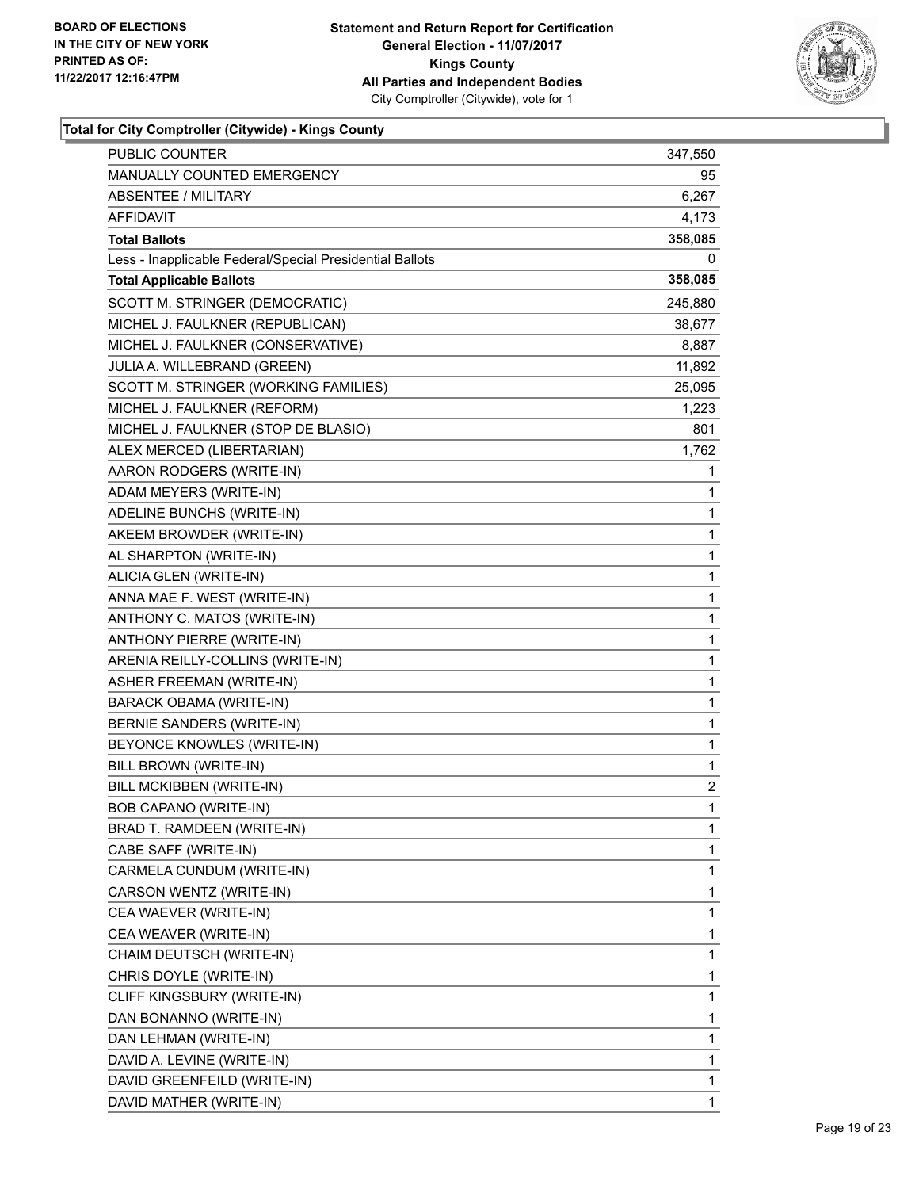**BOARD OF ELECTIONS IN THE CITY OF NEW YORK PRINTED AS OF: 11/22/2017 12:16:47PM**

**Statement and Return Report for Certification**
**General Election - 11/07/2017**
**Kings County**
**All Parties and Independent Bodies**
City Comptroller (Citywide), vote for 1

### Total for City Comptroller (Citywide) - Kings County

| | |
|---|---|
| PUBLIC COUNTER | 347,550 |
| MANUALLY COUNTED EMERGENCY | 95 |
| ABSENTEE / MILITARY | 6,267 |
| AFFIDAVIT | 4,173 |
| **Total Ballots** | **358,085** |
| Less - Inapplicable Federal/Special Presidential Ballots | 0 |
| **Total Applicable Ballots** | **358,085** |
| SCOTT M. STRINGER (DEMOCRATIC) | 245,880 |
| MICHEL J. FAULKNER (REPUBLICAN) | 38,677 |
| MICHEL J. FAULKNER (CONSERVATIVE) | 8,887 |
| JULIA A. WILLEBRAND (GREEN) | 11,892 |
| SCOTT M. STRINGER (WORKING FAMILIES) | 25,095 |
| MICHEL J. FAULKNER (REFORM) | 1,223 |
| MICHEL J. FAULKNER (STOP DE BLASIO) | 801 |
| ALEX MERCED (LIBERTARIAN) | 1,762 |
| AARON RODGERS (WRITE-IN) | 1 |
| ADAM MEYERS (WRITE-IN) | 1 |
| ADELINE BUNCHS (WRITE-IN) | 1 |
| AKEEM BROWDER (WRITE-IN) | 1 |
| AL SHARPTON (WRITE-IN) | 1 |
| ALICIA GLEN (WRITE-IN) | 1 |
| ANNA MAE F. WEST (WRITE-IN) | 1 |
| ANTHONY C. MATOS (WRITE-IN) | 1 |
| ANTHONY PIERRE (WRITE-IN) | 1 |
| ARENIA REILLY-COLLINS (WRITE-IN) | 1 |
| ASHER FREEMAN (WRITE-IN) | 1 |
| BARACK OBAMA (WRITE-IN) | 1 |
| BERNIE SANDERS (WRITE-IN) | 1 |
| BEYONCE KNOWLES (WRITE-IN) | 1 |
| BILL BROWN (WRITE-IN) | 1 |
| BILL MCKIBBEN (WRITE-IN) | 2 |
| BOB CAPANO (WRITE-IN) | 1 |
| BRAD T. RAMDEEN (WRITE-IN) | 1 |
| CABE SAFF (WRITE-IN) | 1 |
| CARMELA CUNDUM (WRITE-IN) | 1 |
| CARSON WENTZ (WRITE-IN) | 1 |
| CEA WAEVER (WRITE-IN) | 1 |
| CEA WEAVER (WRITE-IN) | 1 |
| CHAIM DEUTSCH (WRITE-IN) | 1 |
| CHRIS DOYLE (WRITE-IN) | 1 |
| CLIFF KINGSBURY (WRITE-IN) | 1 |
| DAN BONANNO (WRITE-IN) | 1 |
| DAN LEHMAN (WRITE-IN) | 1 |
| DAVID A. LEVINE (WRITE-IN) | 1 |
| DAVID GREENFEILD (WRITE-IN) | 1 |
| DAVID MATHER (WRITE-IN) | 1 |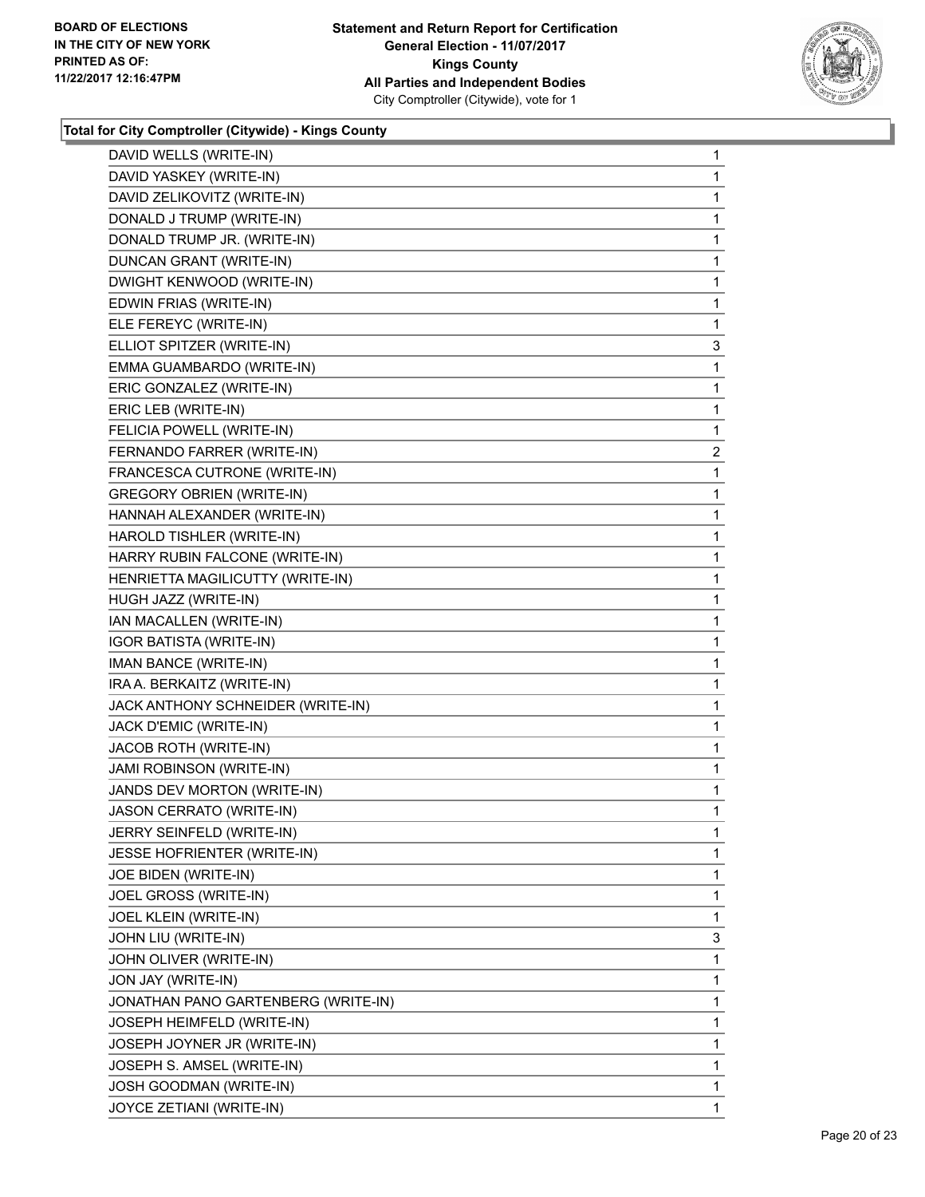BOARD OF ELECTIONS
IN THE CITY OF NEW YORK
PRINTED AS OF:
11/22/2017 12:16:47PM

**Statement and Return Report for Certification**
**General Election - 11/07/2017**
**Kings County**
**All Parties and Independent Bodies**
City Comptroller (Citywide), vote for 1

### Total for City Comptroller (Citywide) - Kings County

| | |
|---|---|
| DAVID WELLS (WRITE-IN) | 1 |
| DAVID YASKEY (WRITE-IN) | 1 |
| DAVID ZELIKOVITZ (WRITE-IN) | 1 |
| DONALD J TRUMP (WRITE-IN) | 1 |
| DONALD TRUMP JR. (WRITE-IN) | 1 |
| DUNCAN GRANT (WRITE-IN) | 1 |
| DWIGHT KENWOOD (WRITE-IN) | 1 |
| EDWIN FRIAS (WRITE-IN) | 1 |
| ELE FEREYC (WRITE-IN) | 1 |
| ELLIOT SPITZER (WRITE-IN) | 3 |
| EMMA GUAMBARDO (WRITE-IN) | 1 |
| ERIC GONZALEZ (WRITE-IN) | 1 |
| ERIC LEB (WRITE-IN) | 1 |
| FELICIA POWELL (WRITE-IN) | 1 |
| FERNANDO FARRER (WRITE-IN) | 2 |
| FRANCESCA CUTRONE (WRITE-IN) | 1 |
| GREGORY OBRIEN (WRITE-IN) | 1 |
| HANNAH ALEXANDER (WRITE-IN) | 1 |
| HAROLD TISHLER (WRITE-IN) | 1 |
| HARRY RUBIN FALCONE (WRITE-IN) | 1 |
| HENRIETTA MAGILICUTTY (WRITE-IN) | 1 |
| HUGH JAZZ (WRITE-IN) | 1 |
| IAN MACALLEN (WRITE-IN) | 1 |
| IGOR BATISTA (WRITE-IN) | 1 |
| IMAN BANCE (WRITE-IN) | 1 |
| IRA A. BERKAITZ (WRITE-IN) | 1 |
| JACK ANTHONY SCHNEIDER (WRITE-IN) | 1 |
| JACK D'EMIC (WRITE-IN) | 1 |
| JACOB ROTH (WRITE-IN) | 1 |
| JAMI ROBINSON (WRITE-IN) | 1 |
| JANDS DEV MORTON (WRITE-IN) | 1 |
| JASON CERRATO (WRITE-IN) | 1 |
| JERRY SEINFELD (WRITE-IN) | 1 |
| JESSE HOFRIENTER (WRITE-IN) | 1 |
| JOE BIDEN (WRITE-IN) | 1 |
| JOEL GROSS (WRITE-IN) | 1 |
| JOEL KLEIN (WRITE-IN) | 1 |
| JOHN LIU (WRITE-IN) | 3 |
| JOHN OLIVER (WRITE-IN) | 1 |
| JON JAY (WRITE-IN) | 1 |
| JONATHAN PANO GARTENBERG (WRITE-IN) | 1 |
| JOSEPH HEIMFELD (WRITE-IN) | 1 |
| JOSEPH JOYNER JR (WRITE-IN) | 1 |
| JOSEPH S. AMSEL (WRITE-IN) | 1 |
| JOSH GOODMAN (WRITE-IN) | 1 |
| JOYCE ZETIANI (WRITE-IN) | 1 |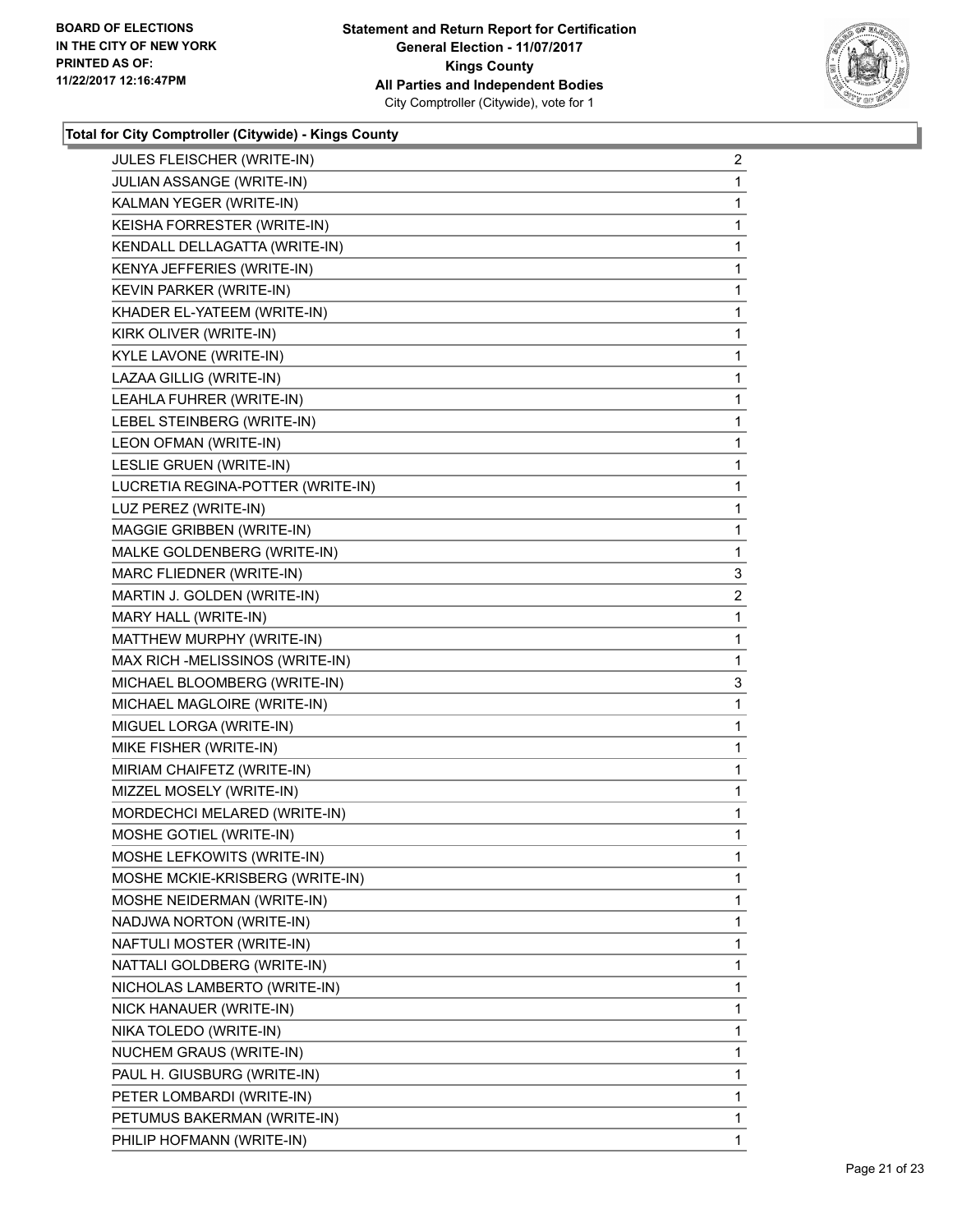**Total for City Comptroller (Citywide) - Kings County**

| | |
|---|---|
| JULES FLEISCHER (WRITE-IN) | 2 |
| JULIAN ASSANGE (WRITE-IN) | 1 |
| KALMAN YEGER (WRITE-IN) | 1 |
| KEISHA FORRESTER (WRITE-IN) | 1 |
| KENDALL DELLAGATTA (WRITE-IN) | 1 |
| KENYA JEFFERIES (WRITE-IN) | 1 |
| KEVIN PARKER (WRITE-IN) | 1 |
| KHADER EL-YATEEM (WRITE-IN) | 1 |
| KIRK OLIVER (WRITE-IN) | 1 |
| KYLE LAVONE (WRITE-IN) | 1 |
| LAZAA GILLIG (WRITE-IN) | 1 |
| LEAHLA FUHRER (WRITE-IN) | 1 |
| LEBEL STEINBERG (WRITE-IN) | 1 |
| LEON OFMAN (WRITE-IN) | 1 |
| LESLIE GRUEN (WRITE-IN) | 1 |
| LUCRETIA REGINA-POTTER (WRITE-IN) | 1 |
| LUZ PEREZ (WRITE-IN) | 1 |
| MAGGIE GRIBBEN (WRITE-IN) | 1 |
| MALKE GOLDENBERG (WRITE-IN) | 1 |
| MARC FLIEDNER (WRITE-IN) | 3 |
| MARTIN J. GOLDEN (WRITE-IN) | 2 |
| MARY HALL (WRITE-IN) | 1 |
| MATTHEW MURPHY (WRITE-IN) | 1 |
| MAX RICH -MELISSINOS (WRITE-IN) | 1 |
| MICHAEL BLOOMBERG (WRITE-IN) | 3 |
| MICHAEL MAGLOIRE (WRITE-IN) | 1 |
| MIGUEL LORGA (WRITE-IN) | 1 |
| MIKE FISHER (WRITE-IN) | 1 |
| MIRIAM CHAIFETZ (WRITE-IN) | 1 |
| MIZZEL MOSELY (WRITE-IN) | 1 |
| MORDECHCI MELARED (WRITE-IN) | 1 |
| MOSHE GOTIEL (WRITE-IN) | 1 |
| MOSHE LEFKOWITS (WRITE-IN) | 1 |
| MOSHE MCKIE-KRISBERG (WRITE-IN) | 1 |
| MOSHE NEIDERMAN (WRITE-IN) | 1 |
| NADJWA NORTON (WRITE-IN) | 1 |
| NAFTULI MOSTER (WRITE-IN) | 1 |
| NATTALI GOLDBERG (WRITE-IN) | 1 |
| NICHOLAS LAMBERTO (WRITE-IN) | 1 |
| NICK HANAUER (WRITE-IN) | 1 |
| NIKA TOLEDO (WRITE-IN) | 1 |
| NUCHEM GRAUS (WRITE-IN) | 1 |
| PAUL H. GIUSBURG (WRITE-IN) | 1 |
| PETER LOMBARDI (WRITE-IN) | 1 |
| PETUMUS BAKERMAN (WRITE-IN) | 1 |
| PHILIP HOFMANN (WRITE-IN) | 1 |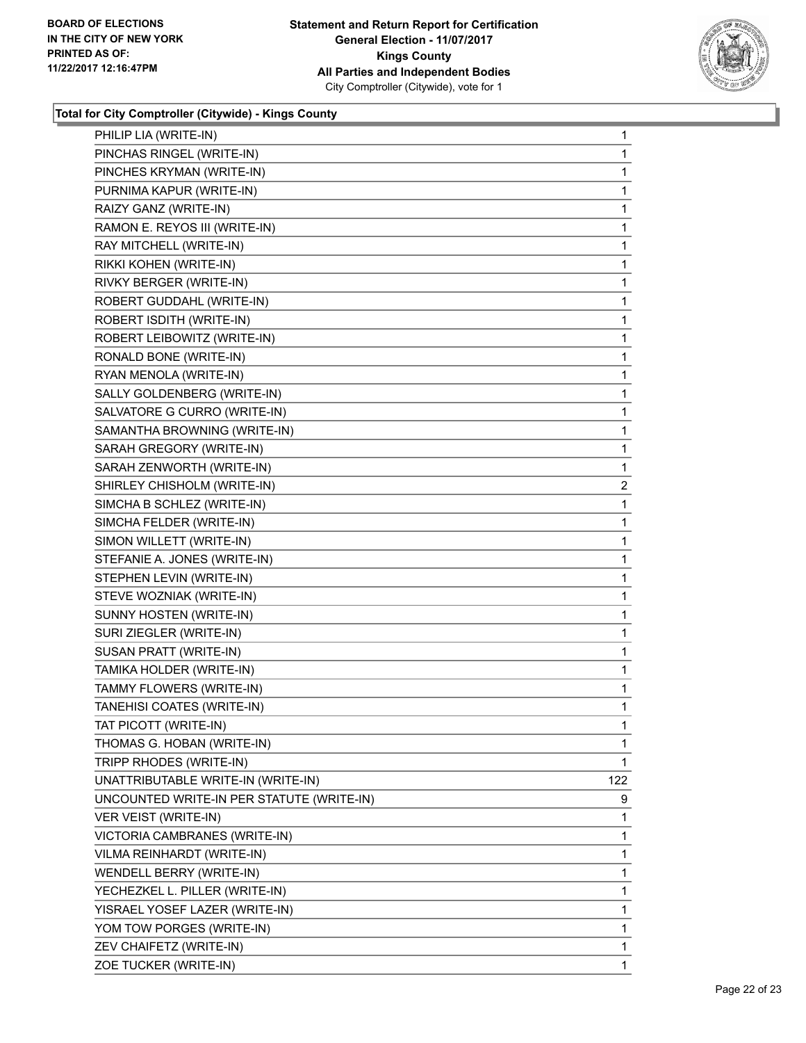**Statement and Return Report for Certification**
**General Election - 11/07/2017**
**Kings County**
**All Parties and Independent Bodies**
City Comptroller (Citywide), vote for 1

BOARD OF ELECTIONS
IN THE CITY OF NEW YORK
PRINTED AS OF:
11/22/2017 12:16:47PM

### Total for City Comptroller (Citywide) - Kings County

| | |
|---|---|
| PHILIP LIA (WRITE-IN) | 1 |
| PINCHAS RINGEL (WRITE-IN) | 1 |
| PINCHES KRYMAN (WRITE-IN) | 1 |
| PURNIMA KAPUR (WRITE-IN) | 1 |
| RAIZY GANZ (WRITE-IN) | 1 |
| RAMON E. REYOS III (WRITE-IN) | 1 |
| RAY MITCHELL (WRITE-IN) | 1 |
| RIKKI KOHEN (WRITE-IN) | 1 |
| RIVKY BERGER (WRITE-IN) | 1 |
| ROBERT GUDDAHL (WRITE-IN) | 1 |
| ROBERT ISDITH (WRITE-IN) | 1 |
| ROBERT LEIBOWITZ (WRITE-IN) | 1 |
| RONALD BONE (WRITE-IN) | 1 |
| RYAN MENOLA (WRITE-IN) | 1 |
| SALLY GOLDENBERG (WRITE-IN) | 1 |
| SALVATORE G CURRO (WRITE-IN) | 1 |
| SAMANTHA BROWNING (WRITE-IN) | 1 |
| SARAH GREGORY (WRITE-IN) | 1 |
| SARAH ZENWORTH (WRITE-IN) | 1 |
| SHIRLEY CHISHOLM (WRITE-IN) | 2 |
| SIMCHA B SCHLEZ (WRITE-IN) | 1 |
| SIMCHA FELDER (WRITE-IN) | 1 |
| SIMON WILLETT (WRITE-IN) | 1 |
| STEFANIE A. JONES (WRITE-IN) | 1 |
| STEPHEN LEVIN (WRITE-IN) | 1 |
| STEVE WOZNIAK (WRITE-IN) | 1 |
| SUNNY HOSTEN (WRITE-IN) | 1 |
| SURI ZIEGLER (WRITE-IN) | 1 |
| SUSAN PRATT (WRITE-IN) | 1 |
| TAMIKA HOLDER (WRITE-IN) | 1 |
| TAMMY FLOWERS (WRITE-IN) | 1 |
| TANEHISI COATES (WRITE-IN) | 1 |
| TAT PICOTT (WRITE-IN) | 1 |
| THOMAS G. HOBAN (WRITE-IN) | 1 |
| TRIPP RHODES (WRITE-IN) | 1 |
| UNATTRIBUTABLE WRITE-IN (WRITE-IN) | 122 |
| UNCOUNTED WRITE-IN PER STATUTE (WRITE-IN) | 9 |
| VER VEIST (WRITE-IN) | 1 |
| VICTORIA CAMBRANES (WRITE-IN) | 1 |
| VILMA REINHARDT (WRITE-IN) | 1 |
| WENDELL BERRY (WRITE-IN) | 1 |
| YECHEZKEL L. PILLER (WRITE-IN) | 1 |
| YISRAEL YOSEF LAZER (WRITE-IN) | 1 |
| YOM TOW PORGES (WRITE-IN) | 1 |
| ZEV CHAIFETZ (WRITE-IN) | 1 |
| ZOE TUCKER (WRITE-IN) | 1 |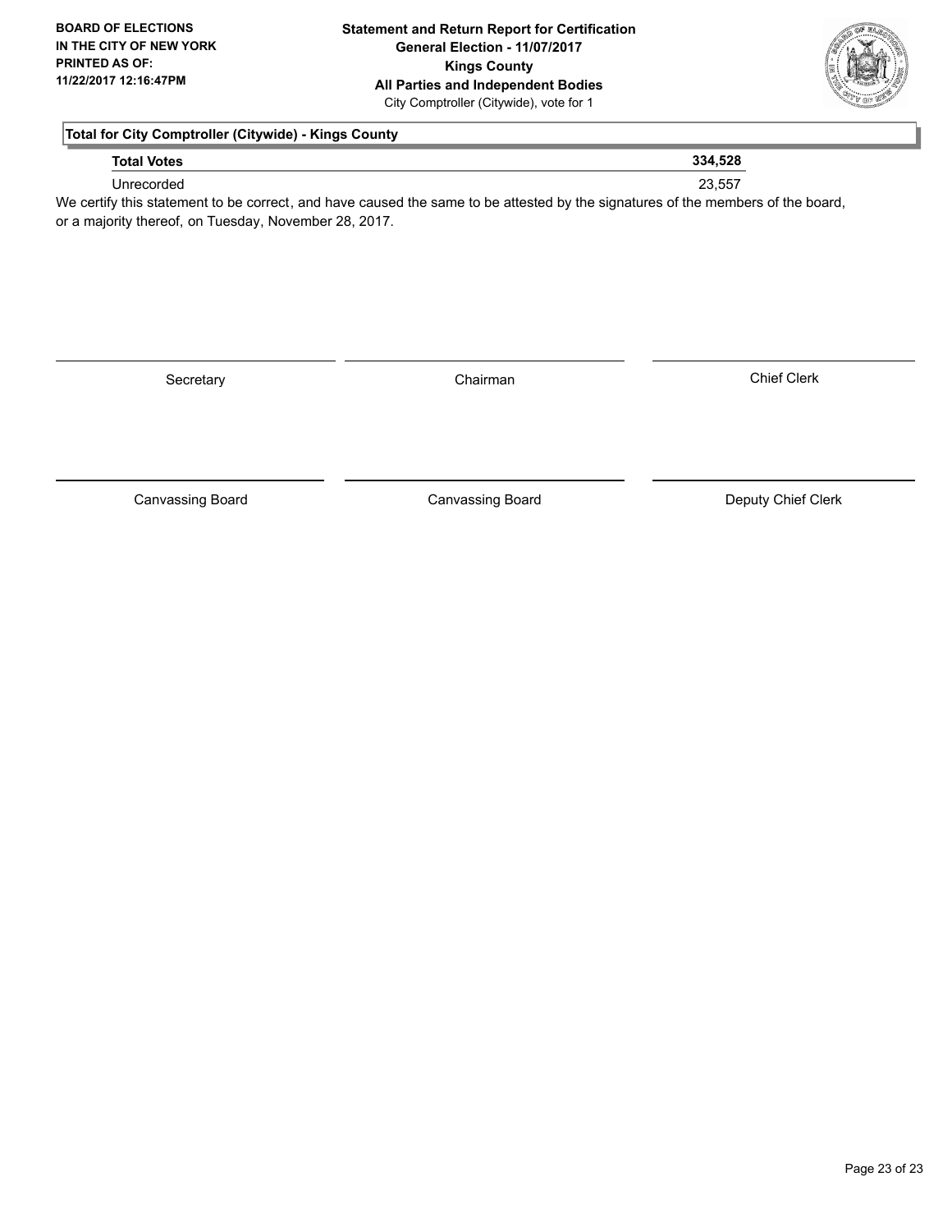**BOARD OF ELECTIONS IN THE CITY OF NEW YORK PRINTED AS OF: 11/22/2017 12:16:47PM**

**Statement and Return Report for Certification**
**General Election - 11/07/2017**
**Kings County**
**All Parties and Independent Bodies**
City Comptroller (Citywide), vote for 1

### Total for City Comptroller (Citywide) - Kings County

| | |
|---|---|
| **Total Votes** | **334,528** |
| Unrecorded | 23,557 |

We certify this statement to be correct, and have caused the same to be attested by the signatures of the members of the board, or a majority thereof, on Tuesday, November 28, 2017.

| | | |
|---|---|---|
| Secretary | Chairman | Chief Clerk |
| Canvassing Board | Canvassing Board | Deputy Chief Clerk |